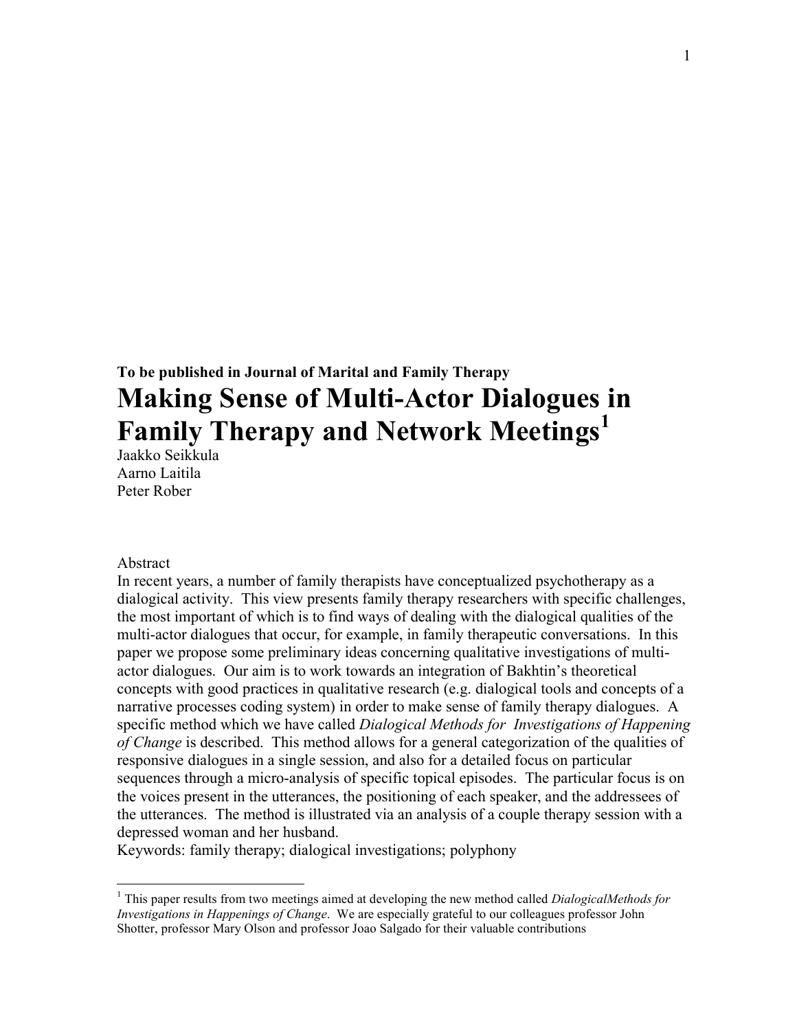**To be published in Journal of Marital and Family Therapy**

# Making Sense of Multi-Actor Dialogues in Family Therapy and Network Meetings[1]

Jaakko Seikkula
Aarno Laitila
Peter Rober

Abstract

In recent years, a number of family therapists have conceptualized psychotherapy as a dialogical activity. This view presents family therapy researchers with specific challenges, the most important of which is to find ways of dealing with the dialogical qualities of the multi-actor dialogues that occur, for example, in family therapeutic conversations. In this paper we propose some preliminary ideas concerning qualitative investigations of multi-actor dialogues. Our aim is to work towards an integration of Bakhtin's theoretical concepts with good practices in qualitative research (e.g. dialogical tools and concepts of a narrative processes coding system) in order to make sense of family therapy dialogues. A specific method which we have called *Dialogical Methods for Investigations of Happening of Change* is described. This method allows for a general categorization of the qualities of responsive dialogues in a single session, and also for a detailed focus on particular sequences through a micro-analysis of specific topical episodes. The particular focus is on the voices present in the utterances, the positioning of each speaker, and the addressees of the utterances. The method is illustrated via an analysis of a couple therapy session with a depressed woman and her husband.

Keywords: family therapy; dialogical investigations; polyphony

---

[1] This paper results from two meetings aimed at developing the new method called *DialogicalMethods for Investigations in Happenings of Change*. We are especially grateful to our colleagues professor John Shotter, professor Mary Olson and professor Joao Salgado for their valuable contributions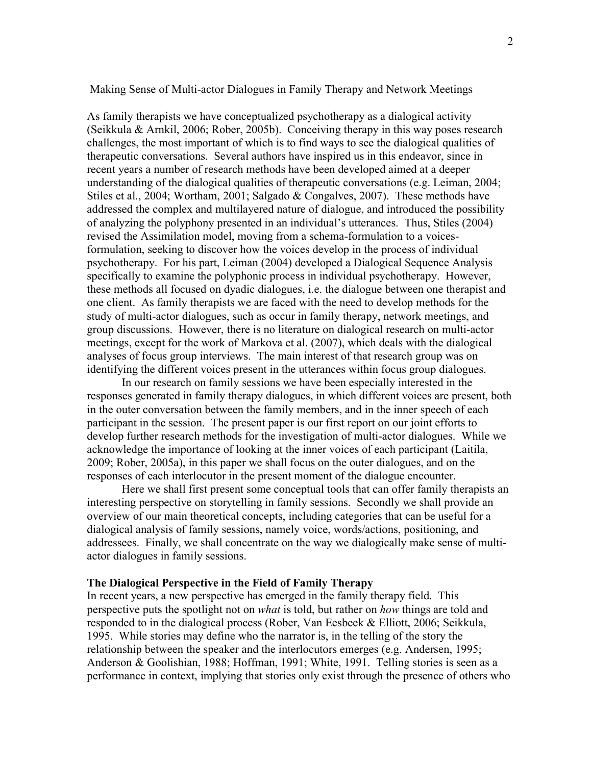Making Sense of Multi-actor Dialogues in Family Therapy and Network Meetings

As family therapists we have conceptualized psychotherapy as a dialogical activity (Seikkula & Arnkil, 2006; Rober, 2005b). Conceiving therapy in this way poses research challenges, the most important of which is to find ways to see the dialogical qualities of therapeutic conversations. Several authors have inspired us in this endeavor, since in recent years a number of research methods have been developed aimed at a deeper understanding of the dialogical qualities of therapeutic conversations (e.g. Leiman, 2004; Stiles et al., 2004; Wortham, 2001; Salgado & Congalves, 2007). These methods have addressed the complex and multilayered nature of dialogue, and introduced the possibility of analyzing the polyphony presented in an individual's utterances. Thus, Stiles (2004) revised the Assimilation model, moving from a schema-formulation to a voices-formulation, seeking to discover how the voices develop in the process of individual psychotherapy. For his part, Leiman (2004) developed a Dialogical Sequence Analysis specifically to examine the polyphonic process in individual psychotherapy. However, these methods all focused on dyadic dialogues, i.e. the dialogue between one therapist and one client. As family therapists we are faced with the need to develop methods for the study of multi-actor dialogues, such as occur in family therapy, network meetings, and group discussions. However, there is no literature on dialogical research on multi-actor meetings, except for the work of Markova et al. (2007), which deals with the dialogical analyses of focus group interviews. The main interest of that research group was on identifying the different voices present in the utterances within focus group dialogues.

In our research on family sessions we have been especially interested in the responses generated in family therapy dialogues, in which different voices are present, both in the outer conversation between the family members, and in the inner speech of each participant in the session. The present paper is our first report on our joint efforts to develop further research methods for the investigation of multi-actor dialogues. While we acknowledge the importance of looking at the inner voices of each participant (Laitila, 2009; Rober, 2005a), in this paper we shall focus on the outer dialogues, and on the responses of each interlocutor in the present moment of the dialogue encounter.

Here we shall first present some conceptual tools that can offer family therapists an interesting perspective on storytelling in family sessions. Secondly we shall provide an overview of our main theoretical concepts, including categories that can be useful for a dialogical analysis of family sessions, namely voice, words/actions, positioning, and addressees. Finally, we shall concentrate on the way we dialogically make sense of multi-actor dialogues in family sessions.

## The Dialogical Perspective in the Field of Family Therapy

In recent years, a new perspective has emerged in the family therapy field. This perspective puts the spotlight not on *what* is told, but rather on *how* things are told and responded to in the dialogical process (Rober, Van Eesbeek & Elliott, 2006; Seikkula, 1995. While stories may define who the narrator is, in the telling of the story the relationship between the speaker and the interlocutors emerges (e.g. Andersen, 1995; Anderson & Goolishian, 1988; Hoffman, 1991; White, 1991. Telling stories is seen as a performance in context, implying that stories only exist through the presence of others who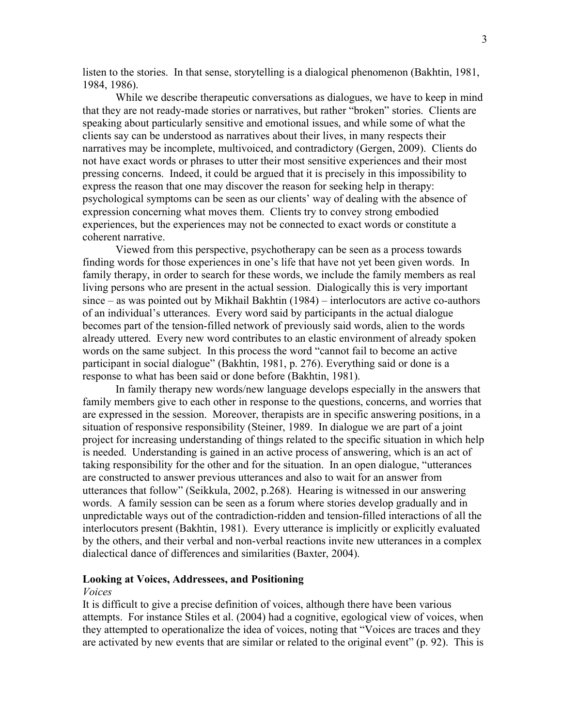listen to the stories. In that sense, storytelling is a dialogical phenomenon (Bakhtin, 1981, 1984, 1986).

While we describe therapeutic conversations as dialogues, we have to keep in mind that they are not ready-made stories or narratives, but rather "broken" stories. Clients are speaking about particularly sensitive and emotional issues, and while some of what the clients say can be understood as narratives about their lives, in many respects their narratives may be incomplete, multivoiced, and contradictory (Gergen, 2009). Clients do not have exact words or phrases to utter their most sensitive experiences and their most pressing concerns. Indeed, it could be argued that it is precisely in this impossibility to express the reason that one may discover the reason for seeking help in therapy: psychological symptoms can be seen as our clients' way of dealing with the absence of expression concerning what moves them. Clients try to convey strong embodied experiences, but the experiences may not be connected to exact words or constitute a coherent narrative.

Viewed from this perspective, psychotherapy can be seen as a process towards finding words for those experiences in one's life that have not yet been given words. In family therapy, in order to search for these words, we include the family members as real living persons who are present in the actual session. Dialogically this is very important since – as was pointed out by Mikhail Bakhtin (1984) – interlocutors are active co-authors of an individual's utterances. Every word said by participants in the actual dialogue becomes part of the tension-filled network of previously said words, alien to the words already uttered. Every new word contributes to an elastic environment of already spoken words on the same subject. In this process the word "cannot fail to become an active participant in social dialogue" (Bakhtin, 1981, p. 276). Everything said or done is a response to what has been said or done before (Bakhtin, 1981).

In family therapy new words/new language develops especially in the answers that family members give to each other in response to the questions, concerns, and worries that are expressed in the session. Moreover, therapists are in specific answering positions, in a situation of responsive responsibility (Steiner, 1989. In dialogue we are part of a joint project for increasing understanding of things related to the specific situation in which help is needed. Understanding is gained in an active process of answering, which is an act of taking responsibility for the other and for the situation. In an open dialogue, "utterances are constructed to answer previous utterances and also to wait for an answer from utterances that follow" (Seikkula, 2002, p.268). Hearing is witnessed in our answering words. A family session can be seen as a forum where stories develop gradually and in unpredictable ways out of the contradiction-ridden and tension-filled interactions of all the interlocutors present (Bakhtin, 1981). Every utterance is implicitly or explicitly evaluated by the others, and their verbal and non-verbal reactions invite new utterances in a complex dialectical dance of differences and similarities (Baxter, 2004).

## Looking at Voices, Addressees, and Positioning

### *Voices*

It is difficult to give a precise definition of voices, although there have been various attempts. For instance Stiles et al. (2004) had a cognitive, egological view of voices, when they attempted to operationalize the idea of voices, noting that "Voices are traces and they are activated by new events that are similar or related to the original event" (p. 92). This is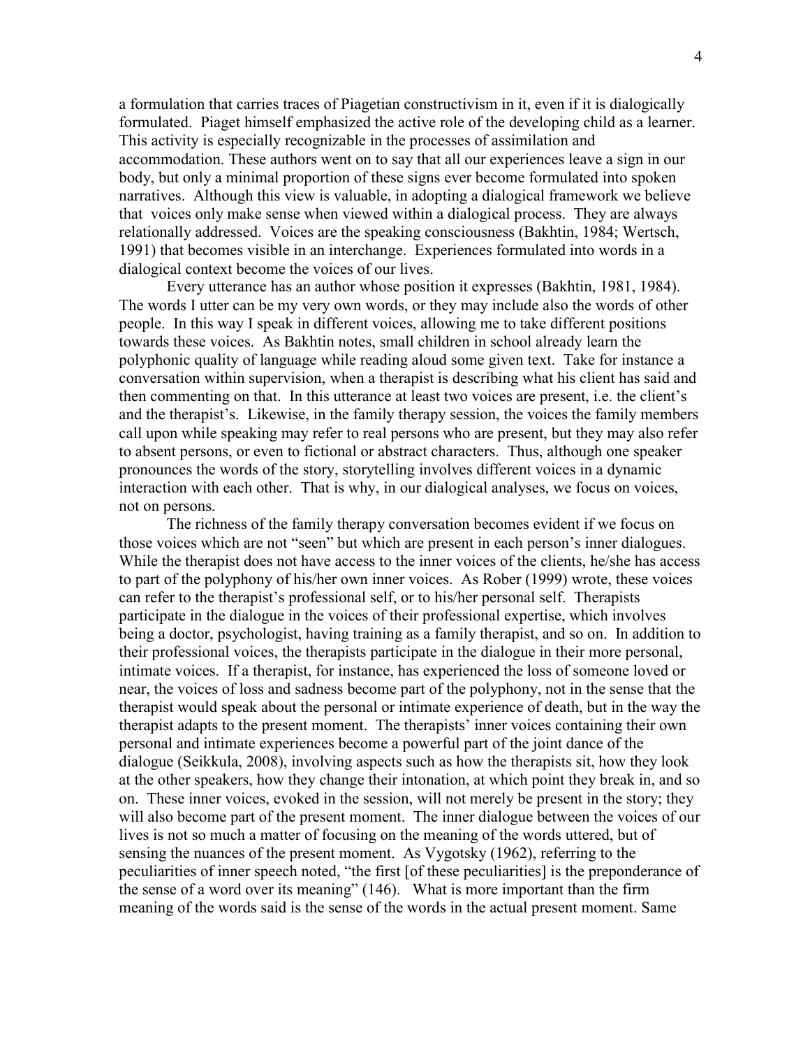a formulation that carries traces of Piagetian constructivism in it, even if it is dialogically formulated. Piaget himself emphasized the active role of the developing child as a learner. This activity is especially recognizable in the processes of assimilation and accommodation. These authors went on to say that all our experiences leave a sign in our body, but only a minimal proportion of these signs ever become formulated into spoken narratives. Although this view is valuable, in adopting a dialogical framework we believe that voices only make sense when viewed within a dialogical process. They are always relationally addressed. Voices are the speaking consciousness (Bakhtin, 1984; Wertsch, 1991) that becomes visible in an interchange. Experiences formulated into words in a dialogical context become the voices of our lives.

Every utterance has an author whose position it expresses (Bakhtin, 1981, 1984). The words I utter can be my very own words, or they may include also the words of other people. In this way I speak in different voices, allowing me to take different positions towards these voices. As Bakhtin notes, small children in school already learn the polyphonic quality of language while reading aloud some given text. Take for instance a conversation within supervision, when a therapist is describing what his client has said and then commenting on that. In this utterance at least two voices are present, i.e. the client's and the therapist's. Likewise, in the family therapy session, the voices the family members call upon while speaking may refer to real persons who are present, but they may also refer to absent persons, or even to fictional or abstract characters. Thus, although one speaker pronounces the words of the story, storytelling involves different voices in a dynamic interaction with each other. That is why, in our dialogical analyses, we focus on voices, not on persons.

The richness of the family therapy conversation becomes evident if we focus on those voices which are not "seen" but which are present in each person's inner dialogues. While the therapist does not have access to the inner voices of the clients, he/she has access to part of the polyphony of his/her own inner voices. As Rober (1999) wrote, these voices can refer to the therapist's professional self, or to his/her personal self. Therapists participate in the dialogue in the voices of their professional expertise, which involves being a doctor, psychologist, having training as a family therapist, and so on. In addition to their professional voices, the therapists participate in the dialogue in their more personal, intimate voices. If a therapist, for instance, has experienced the loss of someone loved or near, the voices of loss and sadness become part of the polyphony, not in the sense that the therapist would speak about the personal or intimate experience of death, but in the way the therapist adapts to the present moment. The therapists' inner voices containing their own personal and intimate experiences become a powerful part of the joint dance of the dialogue (Seikkula, 2008), involving aspects such as how the therapists sit, how they look at the other speakers, how they change their intonation, at which point they break in, and so on. These inner voices, evoked in the session, will not merely be present in the story; they will also become part of the present moment. The inner dialogue between the voices of our lives is not so much a matter of focusing on the meaning of the words uttered, but of sensing the nuances of the present moment. As Vygotsky (1962), referring to the peculiarities of inner speech noted, "the first [of these peculiarities] is the preponderance of the sense of a word over its meaning" (146). What is more important than the firm meaning of the words said is the sense of the words in the actual present moment. Same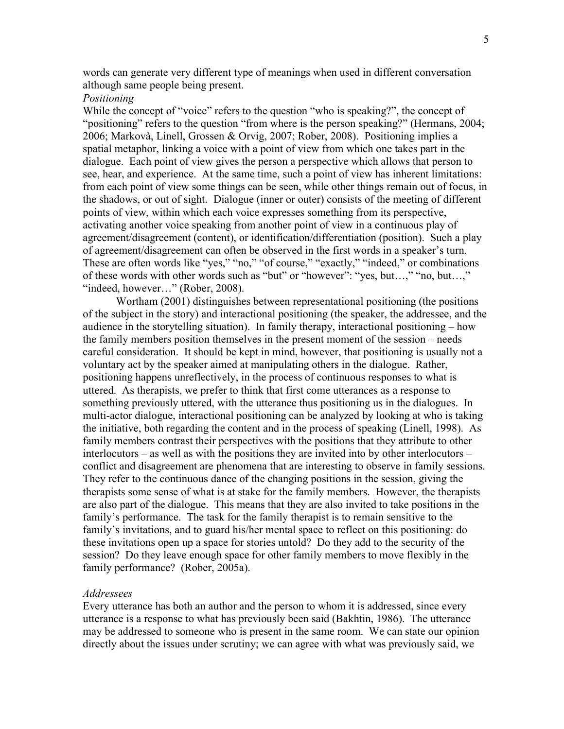words can generate very different type of meanings when used in different conversation although same people being present.

*Positioning*

While the concept of "voice" refers to the question "who is speaking?", the concept of "positioning" refers to the question "from where is the person speaking?" (Hermans, 2004; 2006; Markovà, Linell, Grossen & Orvig, 2007; Rober, 2008). Positioning implies a spatial metaphor, linking a voice with a point of view from which one takes part in the dialogue. Each point of view gives the person a perspective which allows that person to see, hear, and experience. At the same time, such a point of view has inherent limitations: from each point of view some things can be seen, while other things remain out of focus, in the shadows, or out of sight. Dialogue (inner or outer) consists of the meeting of different points of view, within which each voice expresses something from its perspective, activating another voice speaking from another point of view in a continuous play of agreement/disagreement (content), or identification/differentiation (position). Such a play of agreement/disagreement can often be observed in the first words in a speaker's turn. These are often words like "yes," "no," "of course," "exactly," "indeed," or combinations of these words with other words such as "but" or "however": "yes, but…," "no, but…," "indeed, however…" (Rober, 2008).

Wortham (2001) distinguishes between representational positioning (the positions of the subject in the story) and interactional positioning (the speaker, the addressee, and the audience in the storytelling situation). In family therapy, interactional positioning – how the family members position themselves in the present moment of the session – needs careful consideration. It should be kept in mind, however, that positioning is usually not a voluntary act by the speaker aimed at manipulating others in the dialogue. Rather, positioning happens unreflectively, in the process of continuous responses to what is uttered. As therapists, we prefer to think that first come utterances as a response to something previously uttered, with the utterance thus positioning us in the dialogues. In multi-actor dialogue, interactional positioning can be analyzed by looking at who is taking the initiative, both regarding the content and in the process of speaking (Linell, 1998). As family members contrast their perspectives with the positions that they attribute to other interlocutors – as well as with the positions they are invited into by other interlocutors – conflict and disagreement are phenomena that are interesting to observe in family sessions. They refer to the continuous dance of the changing positions in the session, giving the therapists some sense of what is at stake for the family members. However, the therapists are also part of the dialogue. This means that they are also invited to take positions in the family's performance. The task for the family therapist is to remain sensitive to the family's invitations, and to guard his/her mental space to reflect on this positioning: do these invitations open up a space for stories untold? Do they add to the security of the session? Do they leave enough space for other family members to move flexibly in the family performance? (Rober, 2005a).

*Addressees*

Every utterance has both an author and the person to whom it is addressed, since every utterance is a response to what has previously been said (Bakhtin, 1986). The utterance may be addressed to someone who is present in the same room. We can state our opinion directly about the issues under scrutiny; we can agree with what was previously said, we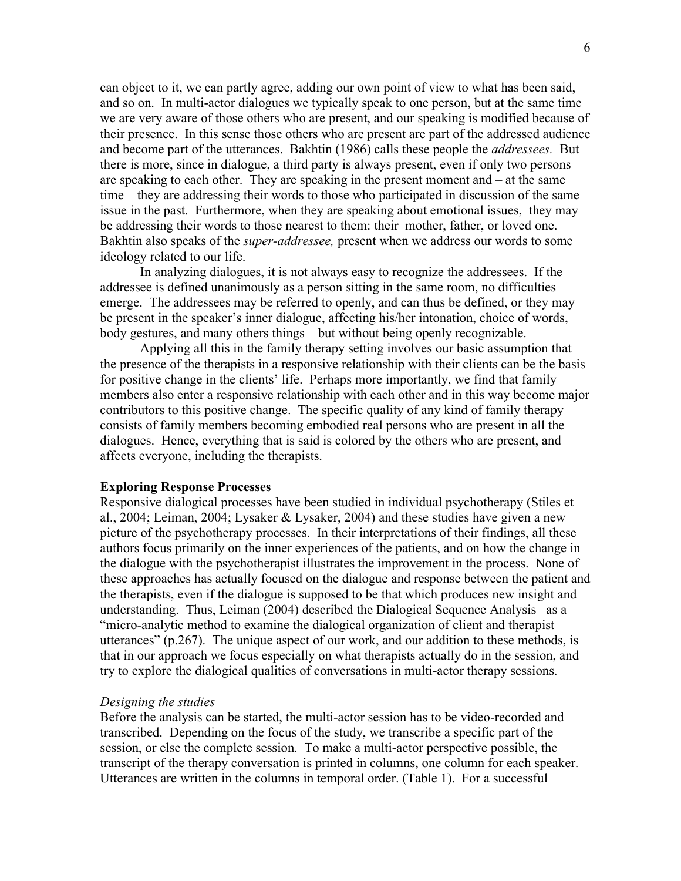can object to it, we can partly agree, adding our own point of view to what has been said, and so on. In multi-actor dialogues we typically speak to one person, but at the same time we are very aware of those others who are present, and our speaking is modified because of their presence. In this sense those others who are present are part of the addressed audience and become part of the utterances. Bakhtin (1986) calls these people the *addressees.* But there is more, since in dialogue, a third party is always present, even if only two persons are speaking to each other. They are speaking in the present moment and – at the same time – they are addressing their words to those who participated in discussion of the same issue in the past. Furthermore, when they are speaking about emotional issues, they may be addressing their words to those nearest to them: their mother, father, or loved one. Bakhtin also speaks of the *super-addressee,* present when we address our words to some ideology related to our life.

In analyzing dialogues, it is not always easy to recognize the addressees. If the addressee is defined unanimously as a person sitting in the same room, no difficulties emerge. The addressees may be referred to openly, and can thus be defined, or they may be present in the speaker's inner dialogue, affecting his/her intonation, choice of words, body gestures, and many others things – but without being openly recognizable.

Applying all this in the family therapy setting involves our basic assumption that the presence of the therapists in a responsive relationship with their clients can be the basis for positive change in the clients' life. Perhaps more importantly, we find that family members also enter a responsive relationship with each other and in this way become major contributors to this positive change. The specific quality of any kind of family therapy consists of family members becoming embodied real persons who are present in all the dialogues. Hence, everything that is said is colored by the others who are present, and affects everyone, including the therapists.

**Exploring Response Processes**

Responsive dialogical processes have been studied in individual psychotherapy (Stiles et al., 2004; Leiman, 2004; Lysaker & Lysaker, 2004) and these studies have given a new picture of the psychotherapy processes. In their interpretations of their findings, all these authors focus primarily on the inner experiences of the patients, and on how the change in the dialogue with the psychotherapist illustrates the improvement in the process. None of these approaches has actually focused on the dialogue and response between the patient and the therapists, even if the dialogue is supposed to be that which produces new insight and understanding. Thus, Leiman (2004) described the Dialogical Sequence Analysis as a "micro-analytic method to examine the dialogical organization of client and therapist utterances" (p.267). The unique aspect of our work, and our addition to these methods, is that in our approach we focus especially on what therapists actually do in the session, and try to explore the dialogical qualities of conversations in multi-actor therapy sessions.

*Designing the studies*

Before the analysis can be started, the multi-actor session has to be video-recorded and transcribed. Depending on the focus of the study, we transcribe a specific part of the session, or else the complete session. To make a multi-actor perspective possible, the transcript of the therapy conversation is printed in columns, one column for each speaker. Utterances are written in the columns in temporal order. (Table 1). For a successful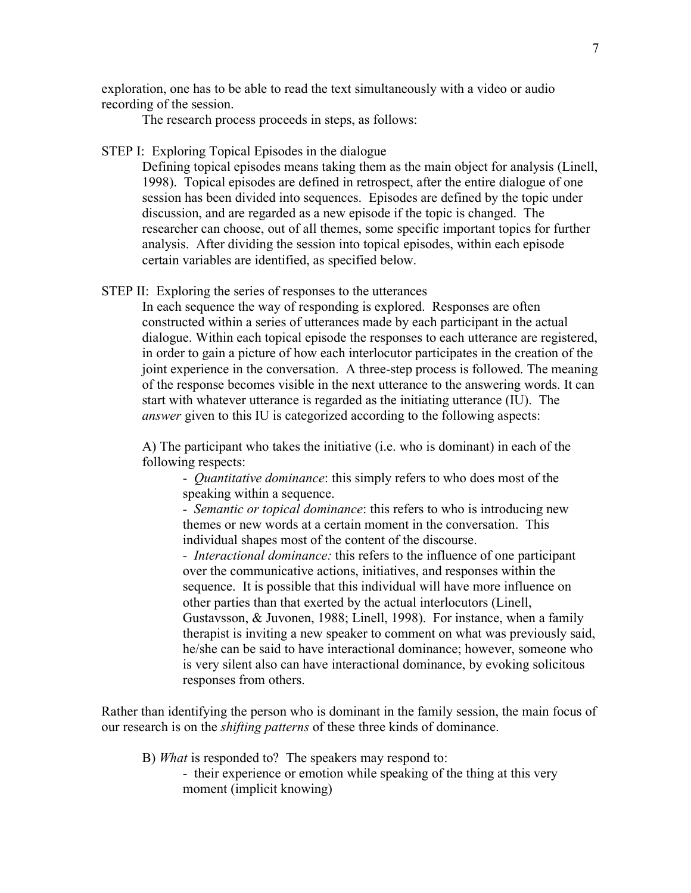exploration, one has to be able to read the text simultaneously with a video or audio recording of the session.

The research process proceeds in steps, as follows:

STEP I: Exploring Topical Episodes in the dialogue

Defining topical episodes means taking them as the main object for analysis (Linell, 1998). Topical episodes are defined in retrospect, after the entire dialogue of one session has been divided into sequences. Episodes are defined by the topic under discussion, and are regarded as a new episode if the topic is changed. The researcher can choose, out of all themes, some specific important topics for further analysis. After dividing the session into topical episodes, within each episode certain variables are identified, as specified below.

STEP II: Exploring the series of responses to the utterances

In each sequence the way of responding is explored. Responses are often constructed within a series of utterances made by each participant in the actual dialogue. Within each topical episode the responses to each utterance are registered, in order to gain a picture of how each interlocutor participates in the creation of the joint experience in the conversation. A three-step process is followed. The meaning of the response becomes visible in the next utterance to the answering words. It can start with whatever utterance is regarded as the initiating utterance (IU). The *answer* given to this IU is categorized according to the following aspects:

A) The participant who takes the initiative (i.e. who is dominant) in each of the following respects:

- *Quantitative dominance*: this simply refers to who does most of the speaking within a sequence.
- *Semantic or topical dominance*: this refers to who is introducing new themes or new words at a certain moment in the conversation. This individual shapes most of the content of the discourse.
- *Interactional dominance:* this refers to the influence of one participant over the communicative actions, initiatives, and responses within the sequence. It is possible that this individual will have more influence on other parties than that exerted by the actual interlocutors (Linell, Gustavsson, & Juvonen, 1988; Linell, 1998). For instance, when a family therapist is inviting a new speaker to comment on what was previously said, he/she can be said to have interactional dominance; however, someone who is very silent also can have interactional dominance, by evoking solicitous responses from others.

Rather than identifying the person who is dominant in the family session, the main focus of our research is on the *shifting patterns* of these three kinds of dominance.

B) *What* is responded to? The speakers may respond to:

- their experience or emotion while speaking of the thing at this very moment (implicit knowing)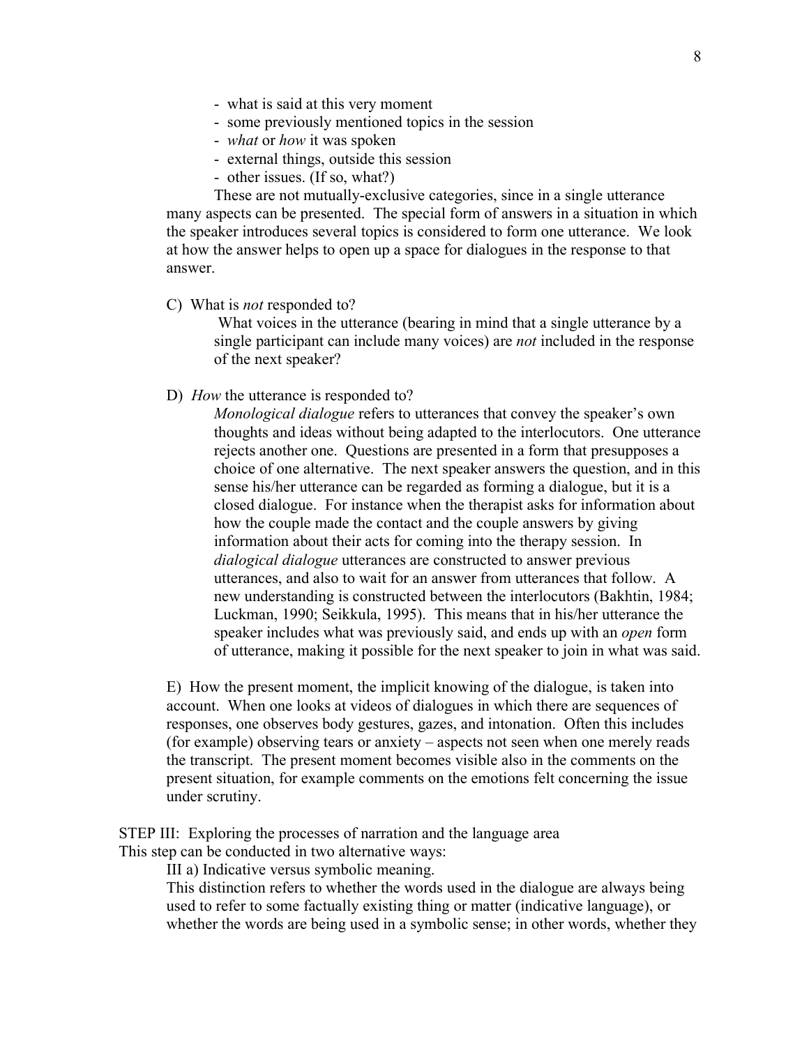- what is said at this very moment
- some previously mentioned topics in the session
- *what* or *how* it was spoken
- external things, outside this session
- other issues. (If so, what?)

These are not mutually-exclusive categories, since in a single utterance many aspects can be presented. The special form of answers in a situation in which the speaker introduces several topics is considered to form one utterance. We look at how the answer helps to open up a space for dialogues in the response to that answer.

C) What is *not* responded to?

What voices in the utterance (bearing in mind that a single utterance by a single participant can include many voices) are *not* included in the response of the next speaker?

D) *How* the utterance is responded to?

*Monological dialogue* refers to utterances that convey the speaker's own thoughts and ideas without being adapted to the interlocutors. One utterance rejects another one. Questions are presented in a form that presupposes a choice of one alternative. The next speaker answers the question, and in this sense his/her utterance can be regarded as forming a dialogue, but it is a closed dialogue. For instance when the therapist asks for information about how the couple made the contact and the couple answers by giving information about their acts for coming into the therapy session. In *dialogical dialogue* utterances are constructed to answer previous utterances, and also to wait for an answer from utterances that follow. A new understanding is constructed between the interlocutors (Bakhtin, 1984; Luckman, 1990; Seikkula, 1995). This means that in his/her utterance the speaker includes what was previously said, and ends up with an *open* form of utterance, making it possible for the next speaker to join in what was said.

E) How the present moment, the implicit knowing of the dialogue, is taken into account. When one looks at videos of dialogues in which there are sequences of responses, one observes body gestures, gazes, and intonation. Often this includes (for example) observing tears or anxiety – aspects not seen when one merely reads the transcript. The present moment becomes visible also in the comments on the present situation, for example comments on the emotions felt concerning the issue under scrutiny.

STEP III: Exploring the processes of narration and the language area

This step can be conducted in two alternative ways:

III a) Indicative versus symbolic meaning.

This distinction refers to whether the words used in the dialogue are always being used to refer to some factually existing thing or matter (indicative language), or whether the words are being used in a symbolic sense; in other words, whether they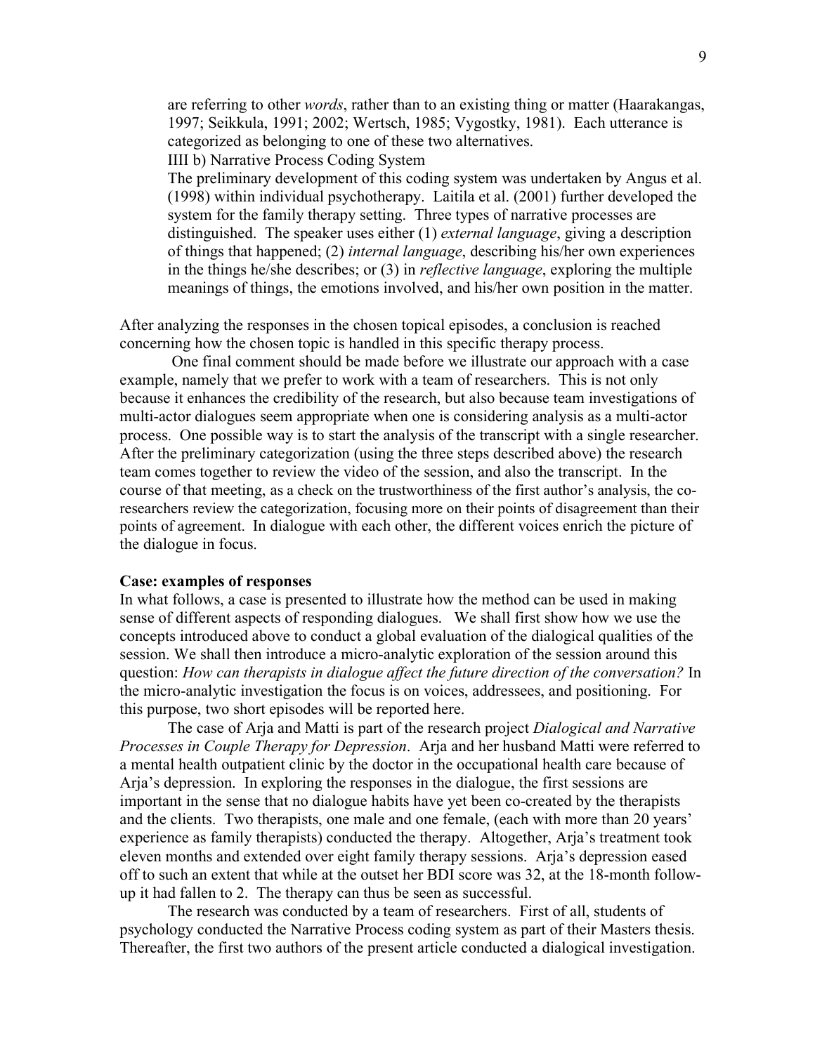are referring to other *words*, rather than to an existing thing or matter (Haarakangas, 1997; Seikkula, 1991; 2002; Wertsch, 1985; Vygostky, 1981). Each utterance is categorized as belonging to one of these two alternatives.

IIII b) Narrative Process Coding System

The preliminary development of this coding system was undertaken by Angus et al. (1998) within individual psychotherapy. Laitila et al. (2001) further developed the system for the family therapy setting. Three types of narrative processes are distinguished. The speaker uses either (1) *external language*, giving a description of things that happened; (2) *internal language*, describing his/her own experiences in the things he/she describes; or (3) in *reflective language*, exploring the multiple meanings of things, the emotions involved, and his/her own position in the matter.

After analyzing the responses in the chosen topical episodes, a conclusion is reached concerning how the chosen topic is handled in this specific therapy process.

One final comment should be made before we illustrate our approach with a case example, namely that we prefer to work with a team of researchers. This is not only because it enhances the credibility of the research, but also because team investigations of multi-actor dialogues seem appropriate when one is considering analysis as a multi-actor process. One possible way is to start the analysis of the transcript with a single researcher. After the preliminary categorization (using the three steps described above) the research team comes together to review the video of the session, and also the transcript. In the course of that meeting, as a check on the trustworthiness of the first author's analysis, the co-researchers review the categorization, focusing more on their points of disagreement than their points of agreement. In dialogue with each other, the different voices enrich the picture of the dialogue in focus.

**Case: examples of responses**

In what follows, a case is presented to illustrate how the method can be used in making sense of different aspects of responding dialogues. We shall first show how we use the concepts introduced above to conduct a global evaluation of the dialogical qualities of the session. We shall then introduce a micro-analytic exploration of the session around this question: *How can therapists in dialogue affect the future direction of the conversation?* In the micro-analytic investigation the focus is on voices, addressees, and positioning. For this purpose, two short episodes will be reported here.

The case of Arja and Matti is part of the research project *Dialogical and Narrative Processes in Couple Therapy for Depression*. Arja and her husband Matti were referred to a mental health outpatient clinic by the doctor in the occupational health care because of Arja's depression. In exploring the responses in the dialogue, the first sessions are important in the sense that no dialogue habits have yet been co-created by the therapists and the clients. Two therapists, one male and one female, (each with more than 20 years' experience as family therapists) conducted the therapy. Altogether, Arja's treatment took eleven months and extended over eight family therapy sessions. Arja's depression eased off to such an extent that while at the outset her BDI score was 32, at the 18-month follow-up it had fallen to 2. The therapy can thus be seen as successful.

The research was conducted by a team of researchers. First of all, students of psychology conducted the Narrative Process coding system as part of their Masters thesis. Thereafter, the first two authors of the present article conducted a dialogical investigation.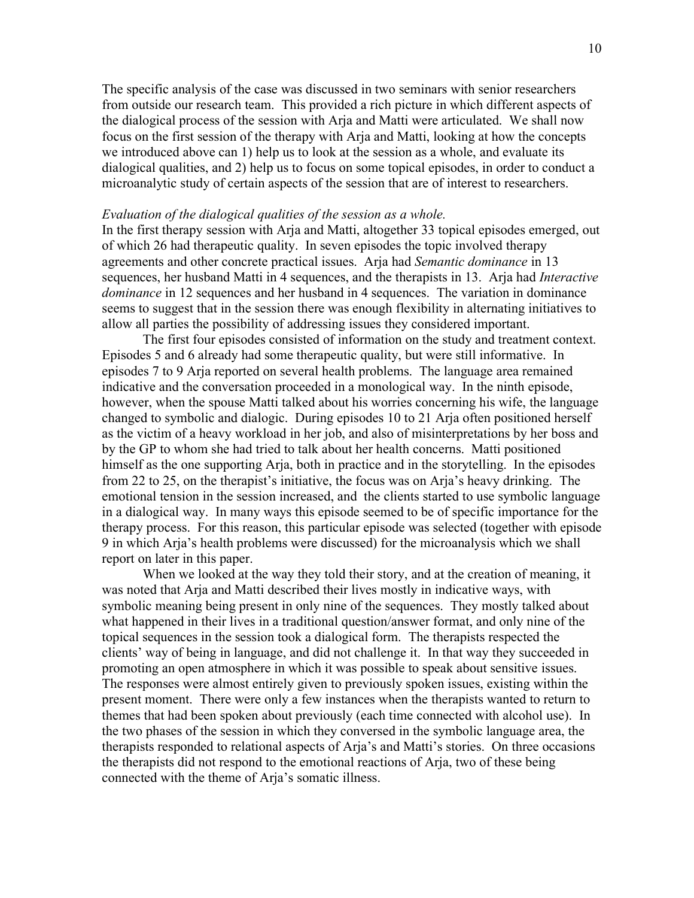The specific analysis of the case was discussed in two seminars with senior researchers from outside our research team. This provided a rich picture in which different aspects of the dialogical process of the session with Arja and Matti were articulated. We shall now focus on the first session of the therapy with Arja and Matti, looking at how the concepts we introduced above can 1) help us to look at the session as a whole, and evaluate its dialogical qualities, and 2) help us to focus on some topical episodes, in order to conduct a microanalytic study of certain aspects of the session that are of interest to researchers.

*Evaluation of the dialogical qualities of the session as a whole.*

In the first therapy session with Arja and Matti, altogether 33 topical episodes emerged, out of which 26 had therapeutic quality. In seven episodes the topic involved therapy agreements and other concrete practical issues. Arja had *Semantic dominance* in 13 sequences, her husband Matti in 4 sequences, and the therapists in 13. Arja had *Interactive dominance* in 12 sequences and her husband in 4 sequences. The variation in dominance seems to suggest that in the session there was enough flexibility in alternating initiatives to allow all parties the possibility of addressing issues they considered important.

The first four episodes consisted of information on the study and treatment context. Episodes 5 and 6 already had some therapeutic quality, but were still informative. In episodes 7 to 9 Arja reported on several health problems. The language area remained indicative and the conversation proceeded in a monological way. In the ninth episode, however, when the spouse Matti talked about his worries concerning his wife, the language changed to symbolic and dialogic. During episodes 10 to 21 Arja often positioned herself as the victim of a heavy workload in her job, and also of misinterpretations by her boss and by the GP to whom she had tried to talk about her health concerns. Matti positioned himself as the one supporting Arja, both in practice and in the storytelling. In the episodes from 22 to 25, on the therapist's initiative, the focus was on Arja's heavy drinking. The emotional tension in the session increased, and the clients started to use symbolic language in a dialogical way. In many ways this episode seemed to be of specific importance for the therapy process. For this reason, this particular episode was selected (together with episode 9 in which Arja's health problems were discussed) for the microanalysis which we shall report on later in this paper.

When we looked at the way they told their story, and at the creation of meaning, it was noted that Arja and Matti described their lives mostly in indicative ways, with symbolic meaning being present in only nine of the sequences. They mostly talked about what happened in their lives in a traditional question/answer format, and only nine of the topical sequences in the session took a dialogical form. The therapists respected the clients' way of being in language, and did not challenge it. In that way they succeeded in promoting an open atmosphere in which it was possible to speak about sensitive issues. The responses were almost entirely given to previously spoken issues, existing within the present moment. There were only a few instances when the therapists wanted to return to themes that had been spoken about previously (each time connected with alcohol use). In the two phases of the session in which they conversed in the symbolic language area, the therapists responded to relational aspects of Arja's and Matti's stories. On three occasions the therapists did not respond to the emotional reactions of Arja, two of these being connected with the theme of Arja's somatic illness.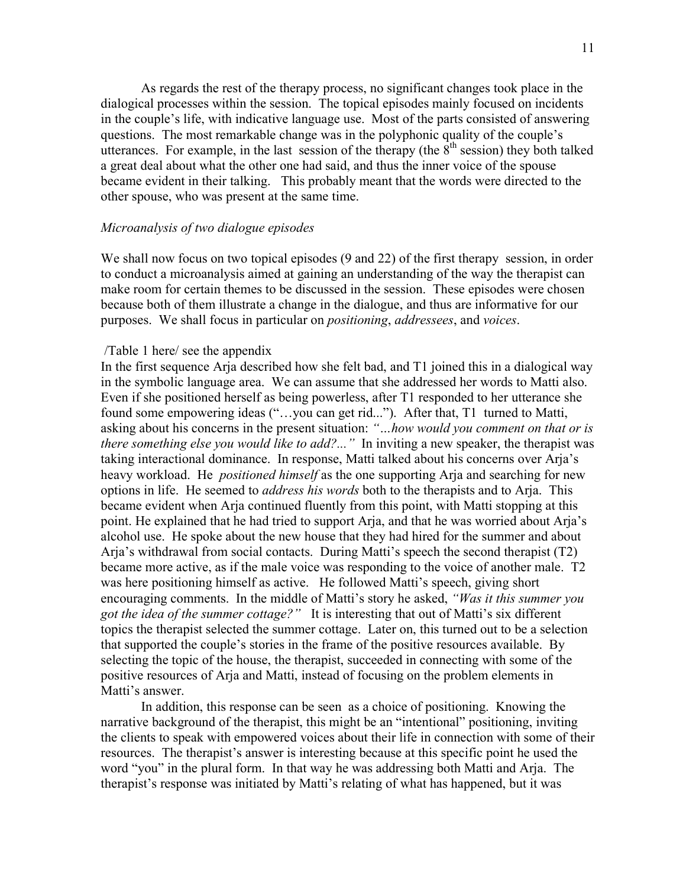As regards the rest of the therapy process, no significant changes took place in the dialogical processes within the session. The topical episodes mainly focused on incidents in the couple's life, with indicative language use. Most of the parts consisted of answering questions. The most remarkable change was in the polyphonic quality of the couple's utterances. For example, in the last session of the therapy (the 8th session) they both talked a great deal about what the other one had said, and thus the inner voice of the spouse became evident in their talking. This probably meant that the words were directed to the other spouse, who was present at the same time.

*Microanalysis of two dialogue episodes*

We shall now focus on two topical episodes (9 and 22) of the first therapy session, in order to conduct a microanalysis aimed at gaining an understanding of the way the therapist can make room for certain themes to be discussed in the session. These episodes were chosen because both of them illustrate a change in the dialogue, and thus are informative for our purposes. We shall focus in particular on *positioning*, *addressees*, and *voices*.

/Table 1 here/ see the appendix

In the first sequence Arja described how she felt bad, and T1 joined this in a dialogical way in the symbolic language area. We can assume that she addressed her words to Matti also. Even if she positioned herself as being powerless, after T1 responded to her utterance she found some empowering ideas ("…you can get rid..."). After that, T1 turned to Matti, asking about his concerns in the present situation: *"…how would you comment on that or is there something else you would like to add?..."* In inviting a new speaker, the therapist was taking interactional dominance. In response, Matti talked about his concerns over Arja's heavy workload. He *positioned himself* as the one supporting Arja and searching for new options in life. He seemed to *address his words* both to the therapists and to Arja. This became evident when Arja continued fluently from this point, with Matti stopping at this point. He explained that he had tried to support Arja, and that he was worried about Arja's alcohol use. He spoke about the new house that they had hired for the summer and about Arja's withdrawal from social contacts. During Matti's speech the second therapist (T2) became more active, as if the male voice was responding to the voice of another male. T2 was here positioning himself as active. He followed Matti's speech, giving short encouraging comments. In the middle of Matti's story he asked, *"Was it this summer you got the idea of the summer cottage?"* It is interesting that out of Matti's six different topics the therapist selected the summer cottage. Later on, this turned out to be a selection that supported the couple's stories in the frame of the positive resources available. By selecting the topic of the house, the therapist, succeeded in connecting with some of the positive resources of Arja and Matti, instead of focusing on the problem elements in Matti's answer.

In addition, this response can be seen as a choice of positioning. Knowing the narrative background of the therapist, this might be an "intentional" positioning, inviting the clients to speak with empowered voices about their life in connection with some of their resources. The therapist's answer is interesting because at this specific point he used the word "you" in the plural form. In that way he was addressing both Matti and Arja. The therapist's response was initiated by Matti's relating of what has happened, but it was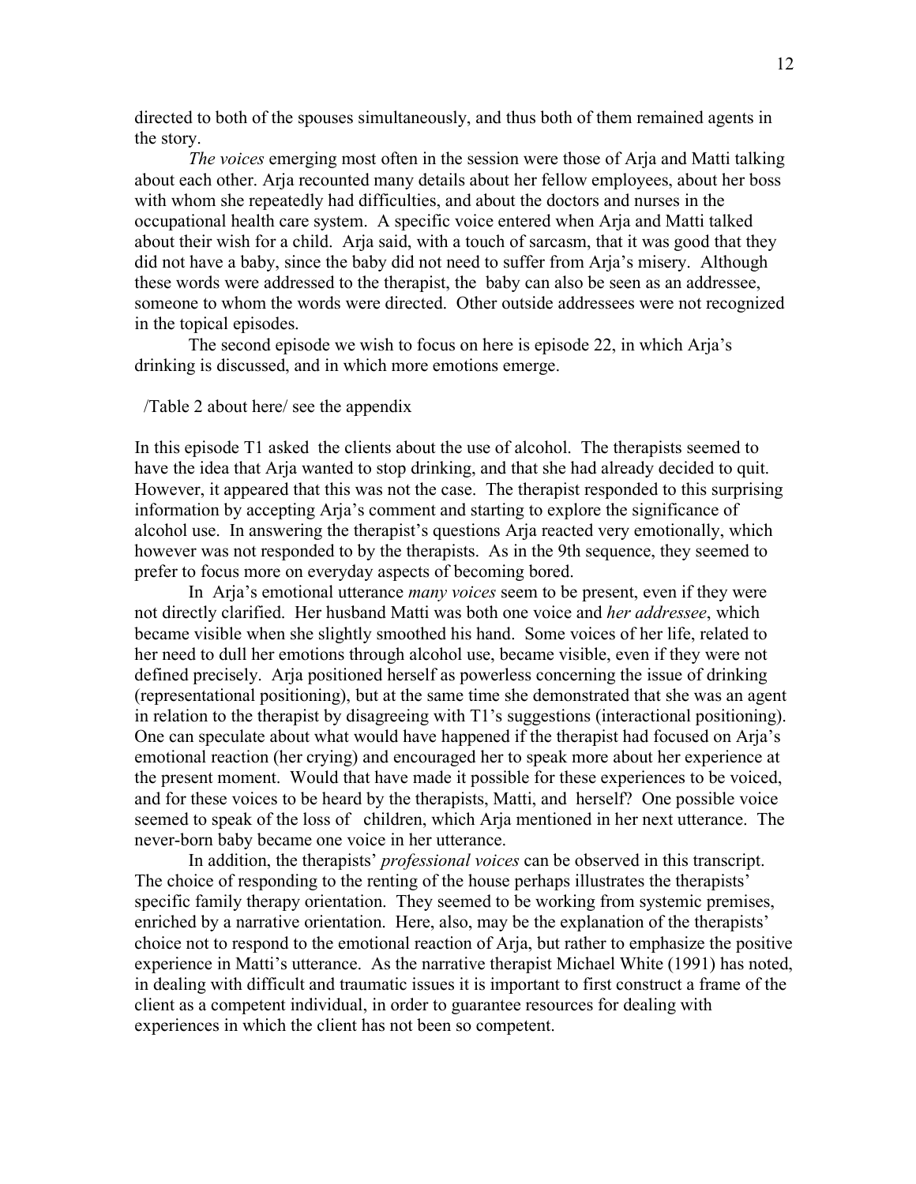directed to both of the spouses simultaneously, and thus both of them remained agents in the story.

*The voices* emerging most often in the session were those of Arja and Matti talking about each other. Arja recounted many details about her fellow employees, about her boss with whom she repeatedly had difficulties, and about the doctors and nurses in the occupational health care system. A specific voice entered when Arja and Matti talked about their wish for a child. Arja said, with a touch of sarcasm, that it was good that they did not have a baby, since the baby did not need to suffer from Arja's misery. Although these words were addressed to the therapist, the baby can also be seen as an addressee, someone to whom the words were directed. Other outside addressees were not recognized in the topical episodes.

The second episode we wish to focus on here is episode 22, in which Arja's drinking is discussed, and in which more emotions emerge.

/Table 2 about here/ see the appendix

In this episode T1 asked the clients about the use of alcohol. The therapists seemed to have the idea that Arja wanted to stop drinking, and that she had already decided to quit. However, it appeared that this was not the case. The therapist responded to this surprising information by accepting Arja's comment and starting to explore the significance of alcohol use. In answering the therapist's questions Arja reacted very emotionally, which however was not responded to by the therapists. As in the 9th sequence, they seemed to prefer to focus more on everyday aspects of becoming bored.

In Arja's emotional utterance *many voices* seem to be present, even if they were not directly clarified. Her husband Matti was both one voice and *her addressee*, which became visible when she slightly smoothed his hand. Some voices of her life, related to her need to dull her emotions through alcohol use, became visible, even if they were not defined precisely. Arja positioned herself as powerless concerning the issue of drinking (representational positioning), but at the same time she demonstrated that she was an agent in relation to the therapist by disagreeing with T1's suggestions (interactional positioning). One can speculate about what would have happened if the therapist had focused on Arja's emotional reaction (her crying) and encouraged her to speak more about her experience at the present moment. Would that have made it possible for these experiences to be voiced, and for these voices to be heard by the therapists, Matti, and herself? One possible voice seemed to speak of the loss of children, which Arja mentioned in her next utterance. The never-born baby became one voice in her utterance.

In addition, the therapists' *professional voices* can be observed in this transcript. The choice of responding to the renting of the house perhaps illustrates the therapists' specific family therapy orientation. They seemed to be working from systemic premises, enriched by a narrative orientation. Here, also, may be the explanation of the therapists' choice not to respond to the emotional reaction of Arja, but rather to emphasize the positive experience in Matti's utterance. As the narrative therapist Michael White (1991) has noted, in dealing with difficult and traumatic issues it is important to first construct a frame of the client as a competent individual, in order to guarantee resources for dealing with experiences in which the client has not been so competent.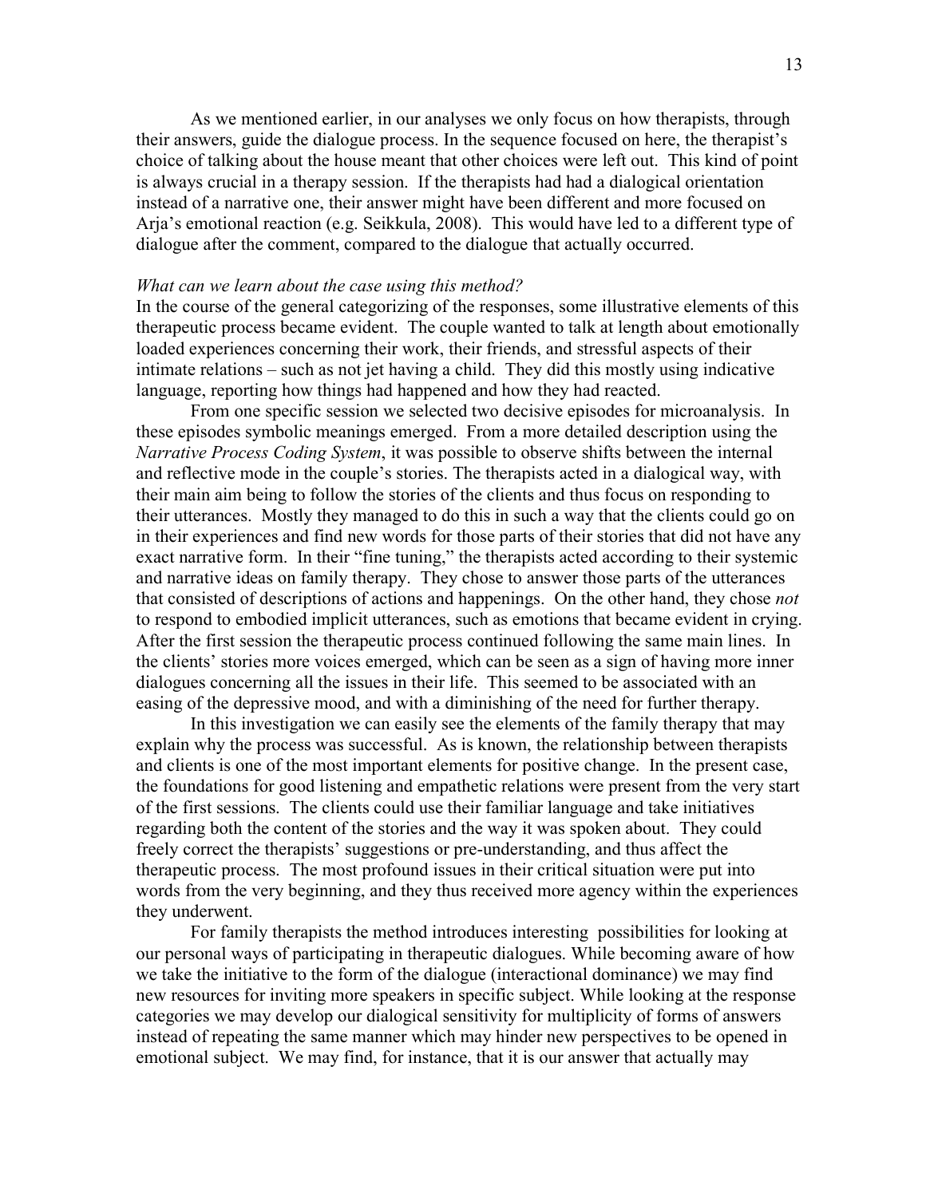As we mentioned earlier, in our analyses we only focus on how therapists, through their answers, guide the dialogue process. In the sequence focused on here, the therapist's choice of talking about the house meant that other choices were left out. This kind of point is always crucial in a therapy session. If the therapists had had a dialogical orientation instead of a narrative one, their answer might have been different and more focused on Arja's emotional reaction (e.g. Seikkula, 2008). This would have led to a different type of dialogue after the comment, compared to the dialogue that actually occurred.

*What can we learn about the case using this method?*

In the course of the general categorizing of the responses, some illustrative elements of this therapeutic process became evident. The couple wanted to talk at length about emotionally loaded experiences concerning their work, their friends, and stressful aspects of their intimate relations – such as not jet having a child. They did this mostly using indicative language, reporting how things had happened and how they had reacted.

From one specific session we selected two decisive episodes for microanalysis. In these episodes symbolic meanings emerged. From a more detailed description using the *Narrative Process Coding System*, it was possible to observe shifts between the internal and reflective mode in the couple's stories. The therapists acted in a dialogical way, with their main aim being to follow the stories of the clients and thus focus on responding to their utterances. Mostly they managed to do this in such a way that the clients could go on in their experiences and find new words for those parts of their stories that did not have any exact narrative form. In their "fine tuning," the therapists acted according to their systemic and narrative ideas on family therapy. They chose to answer those parts of the utterances that consisted of descriptions of actions and happenings. On the other hand, they chose *not* to respond to embodied implicit utterances, such as emotions that became evident in crying. After the first session the therapeutic process continued following the same main lines. In the clients' stories more voices emerged, which can be seen as a sign of having more inner dialogues concerning all the issues in their life. This seemed to be associated with an easing of the depressive mood, and with a diminishing of the need for further therapy.

In this investigation we can easily see the elements of the family therapy that may explain why the process was successful. As is known, the relationship between therapists and clients is one of the most important elements for positive change. In the present case, the foundations for good listening and empathetic relations were present from the very start of the first sessions. The clients could use their familiar language and take initiatives regarding both the content of the stories and the way it was spoken about. They could freely correct the therapists' suggestions or pre-understanding, and thus affect the therapeutic process. The most profound issues in their critical situation were put into words from the very beginning, and they thus received more agency within the experiences they underwent.

For family therapists the method introduces interesting possibilities for looking at our personal ways of participating in therapeutic dialogues. While becoming aware of how we take the initiative to the form of the dialogue (interactional dominance) we may find new resources for inviting more speakers in specific subject. While looking at the response categories we may develop our dialogical sensitivity for multiplicity of forms of answers instead of repeating the same manner which may hinder new perspectives to be opened in emotional subject. We may find, for instance, that it is our answer that actually may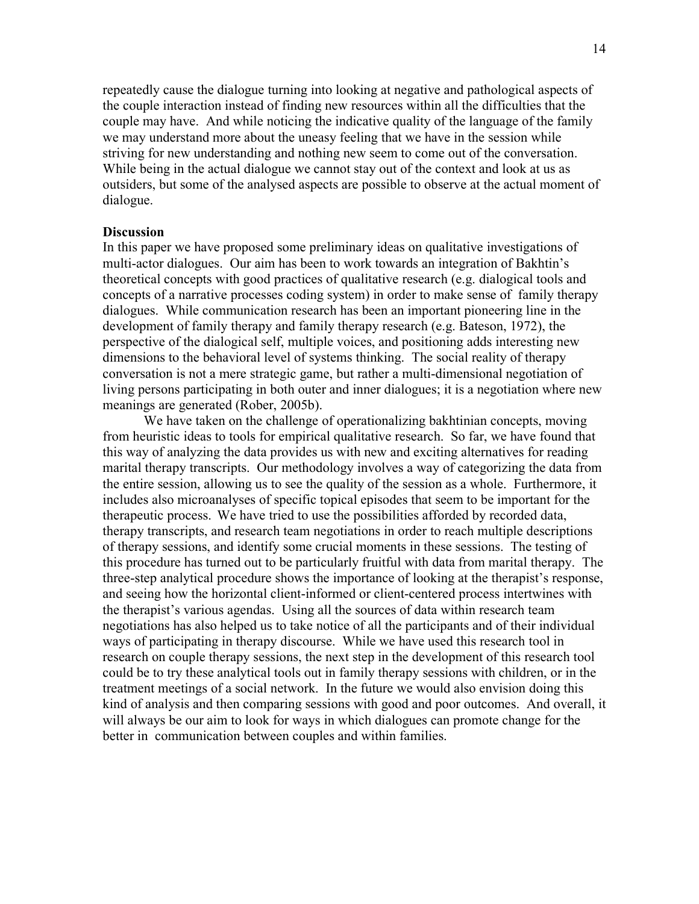repeatedly cause the dialogue turning into looking at negative and pathological aspects of the couple interaction instead of finding new resources within all the difficulties that the couple may have. And while noticing the indicative quality of the language of the family we may understand more about the uneasy feeling that we have in the session while striving for new understanding and nothing new seem to come out of the conversation. While being in the actual dialogue we cannot stay out of the context and look at us as outsiders, but some of the analysed aspects are possible to observe at the actual moment of dialogue.

**Discussion**

In this paper we have proposed some preliminary ideas on qualitative investigations of multi-actor dialogues. Our aim has been to work towards an integration of Bakhtin's theoretical concepts with good practices of qualitative research (e.g. dialogical tools and concepts of a narrative processes coding system) in order to make sense of family therapy dialogues. While communication research has been an important pioneering line in the development of family therapy and family therapy research (e.g. Bateson, 1972), the perspective of the dialogical self, multiple voices, and positioning adds interesting new dimensions to the behavioral level of systems thinking. The social reality of therapy conversation is not a mere strategic game, but rather a multi-dimensional negotiation of living persons participating in both outer and inner dialogues; it is a negotiation where new meanings are generated (Rober, 2005b).

We have taken on the challenge of operationalizing bakhtinian concepts, moving from heuristic ideas to tools for empirical qualitative research. So far, we have found that this way of analyzing the data provides us with new and exciting alternatives for reading marital therapy transcripts. Our methodology involves a way of categorizing the data from the entire session, allowing us to see the quality of the session as a whole. Furthermore, it includes also microanalyses of specific topical episodes that seem to be important for the therapeutic process. We have tried to use the possibilities afforded by recorded data, therapy transcripts, and research team negotiations in order to reach multiple descriptions of therapy sessions, and identify some crucial moments in these sessions. The testing of this procedure has turned out to be particularly fruitful with data from marital therapy. The three-step analytical procedure shows the importance of looking at the therapist's response, and seeing how the horizontal client-informed or client-centered process intertwines with the therapist's various agendas. Using all the sources of data within research team negotiations has also helped us to take notice of all the participants and of their individual ways of participating in therapy discourse. While we have used this research tool in research on couple therapy sessions, the next step in the development of this research tool could be to try these analytical tools out in family therapy sessions with children, or in the treatment meetings of a social network. In the future we would also envision doing this kind of analysis and then comparing sessions with good and poor outcomes. And overall, it will always be our aim to look for ways in which dialogues can promote change for the better in communication between couples and within families.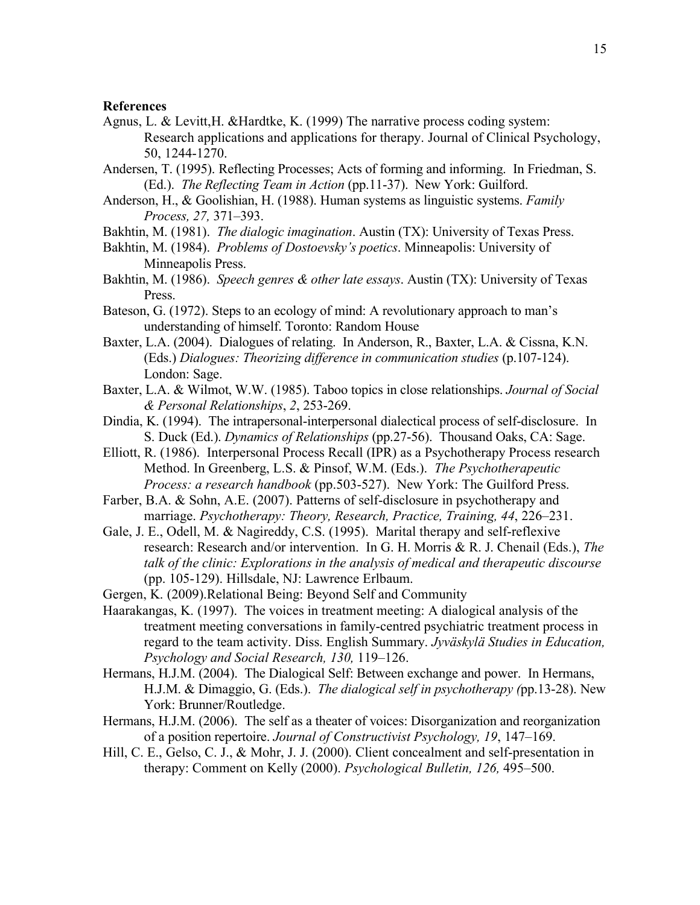**References**

Agnus, L. & Levitt,H. &Hardtke, K. (1999) The narrative process coding system: Research applications and applications for therapy. Journal of Clinical Psychology, 50, 1244-1270.

Andersen, T. (1995). Reflecting Processes; Acts of forming and informing. In Friedman, S. (Ed.). *The Reflecting Team in Action* (pp.11-37). New York: Guilford.

Anderson, H., & Goolishian, H. (1988). Human systems as linguistic systems. *Family Process, 27,* 371–393.

Bakhtin, M. (1981). *The dialogic imagination*. Austin (TX): University of Texas Press.

Bakhtin, M. (1984). *Problems of Dostoevsky's poetics*. Minneapolis: University of Minneapolis Press.

Bakhtin, M. (1986). *Speech genres & other late essays*. Austin (TX): University of Texas Press.

Bateson, G. (1972). Steps to an ecology of mind: A revolutionary approach to man's understanding of himself. Toronto: Random House

Baxter, L.A. (2004). Dialogues of relating. In Anderson, R., Baxter, L.A. & Cissna, K.N. (Eds.) *Dialogues: Theorizing difference in communication studies* (p.107-124). London: Sage.

Baxter, L.A. & Wilmot, W.W. (1985). Taboo topics in close relationships. *Journal of Social & Personal Relationships*, *2*, 253-269.

Dindia, K. (1994). The intrapersonal-interpersonal dialectical process of self-disclosure. In S. Duck (Ed.). *Dynamics of Relationships* (pp.27-56). Thousand Oaks, CA: Sage.

Elliott, R. (1986). Interpersonal Process Recall (IPR) as a Psychotherapy Process research Method. In Greenberg, L.S. & Pinsof, W.M. (Eds.). *The Psychotherapeutic Process: a research handbook* (pp.503-527). New York: The Guilford Press.

Farber, B.A. & Sohn, A.E. (2007). Patterns of self-disclosure in psychotherapy and marriage. *Psychotherapy: Theory, Research, Practice, Training, 44*, 226–231.

Gale, J. E., Odell, M. & Nagireddy, C.S. (1995). Marital therapy and self-reflexive research: Research and/or intervention. In G. H. Morris & R. J. Chenail (Eds.), *The talk of the clinic: Explorations in the analysis of medical and therapeutic discourse* (pp. 105-129). Hillsdale, NJ: Lawrence Erlbaum.

Gergen, K. (2009).Relational Being: Beyond Self and Community

Haarakangas, K. (1997). The voices in treatment meeting: A dialogical analysis of the treatment meeting conversations in family-centred psychiatric treatment process in regard to the team activity. Diss. English Summary. *Jyväskylä Studies in Education, Psychology and Social Research, 130,* 119–126.

Hermans, H.J.M. (2004). The Dialogical Self: Between exchange and power. In Hermans, H.J.M. & Dimaggio, G. (Eds.). *The dialogical self in psychotherapy (*pp.13-28). New York: Brunner/Routledge.

Hermans, H.J.M. (2006). The self as a theater of voices: Disorganization and reorganization of a position repertoire. *Journal of Constructivist Psychology, 19*, 147–169.

Hill, C. E., Gelso, C. J., & Mohr, J. J. (2000). Client concealment and self-presentation in therapy: Comment on Kelly (2000). *Psychological Bulletin, 126,* 495–500.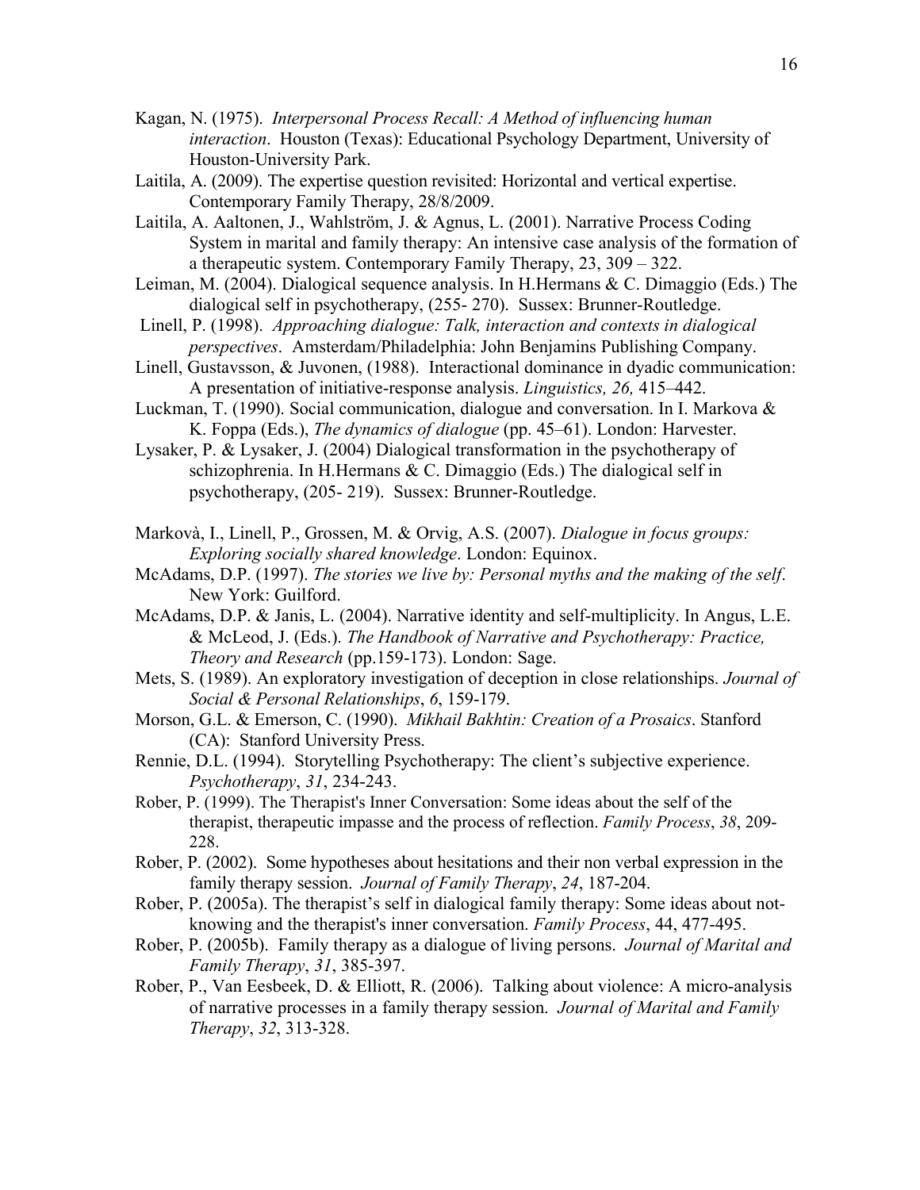Kagan, N. (1975). *Interpersonal Process Recall: A Method of influencing human interaction*. Houston (Texas): Educational Psychology Department, University of Houston-University Park.

Laitila, A. (2009). The expertise question revisited: Horizontal and vertical expertise. Contemporary Family Therapy, 28/8/2009.

Laitila, A. Aaltonen, J., Wahlström, J. & Agnus, L. (2001). Narrative Process Coding System in marital and family therapy: An intensive case analysis of the formation of a therapeutic system. Contemporary Family Therapy, 23, 309 – 322.

Leiman, M. (2004). Dialogical sequence analysis. In H.Hermans & C. Dimaggio (Eds.) The dialogical self in psychotherapy, (255- 270). Sussex: Brunner-Routledge.

Linell, P. (1998). *Approaching dialogue: Talk, interaction and contexts in dialogical perspectives*. Amsterdam/Philadelphia: John Benjamins Publishing Company.

Linell, Gustavsson, & Juvonen, (1988). Interactional dominance in dyadic communication: A presentation of initiative-response analysis. *Linguistics, 26,* 415–442.

Luckman, T. (1990). Social communication, dialogue and conversation. In I. Markova & K. Foppa (Eds.), *The dynamics of dialogue* (pp. 45–61). London: Harvester.

Lysaker, P. & Lysaker, J. (2004) Dialogical transformation in the psychotherapy of schizophrenia. In H.Hermans & C. Dimaggio (Eds.) The dialogical self in psychotherapy, (205- 219). Sussex: Brunner-Routledge.

Markovà, I., Linell, P., Grossen, M. & Orvig, A.S. (2007). *Dialogue in focus groups: Exploring socially shared knowledge*. London: Equinox.

McAdams, D.P. (1997). *The stories we live by: Personal myths and the making of the self*. New York: Guilford.

McAdams, D.P. & Janis, L. (2004). Narrative identity and self-multiplicity. In Angus, L.E. & McLeod, J. (Eds.). *The Handbook of Narrative and Psychotherapy: Practice, Theory and Research* (pp.159-173). London: Sage.

Mets, S. (1989). An exploratory investigation of deception in close relationships. *Journal of Social & Personal Relationships*, *6*, 159-179.

Morson, G.L. & Emerson, C. (1990). *Mikhail Bakhtin: Creation of a Prosaics*. Stanford (CA): Stanford University Press.

Rennie, D.L. (1994). Storytelling Psychotherapy: The client's subjective experience. *Psychotherapy*, *31*, 234-243.

Rober, P. (1999). The Therapist's Inner Conversation: Some ideas about the self of the therapist, therapeutic impasse and the process of reflection. *Family Process*, *38*, 209-228.

Rober, P. (2002). Some hypotheses about hesitations and their non verbal expression in the family therapy session. *Journal of Family Therapy*, *24*, 187-204.

Rober, P. (2005a). The therapist's self in dialogical family therapy: Some ideas about not-knowing and the therapist's inner conversation. *Family Process*, 44, 477-495.

Rober, P. (2005b). Family therapy as a dialogue of living persons. *Journal of Marital and Family Therapy*, *31*, 385-397.

Rober, P., Van Eesbeek, D. & Elliott, R. (2006). Talking about violence: A micro-analysis of narrative processes in a family therapy session. *Journal of Marital and Family Therapy*, *32*, 313-328.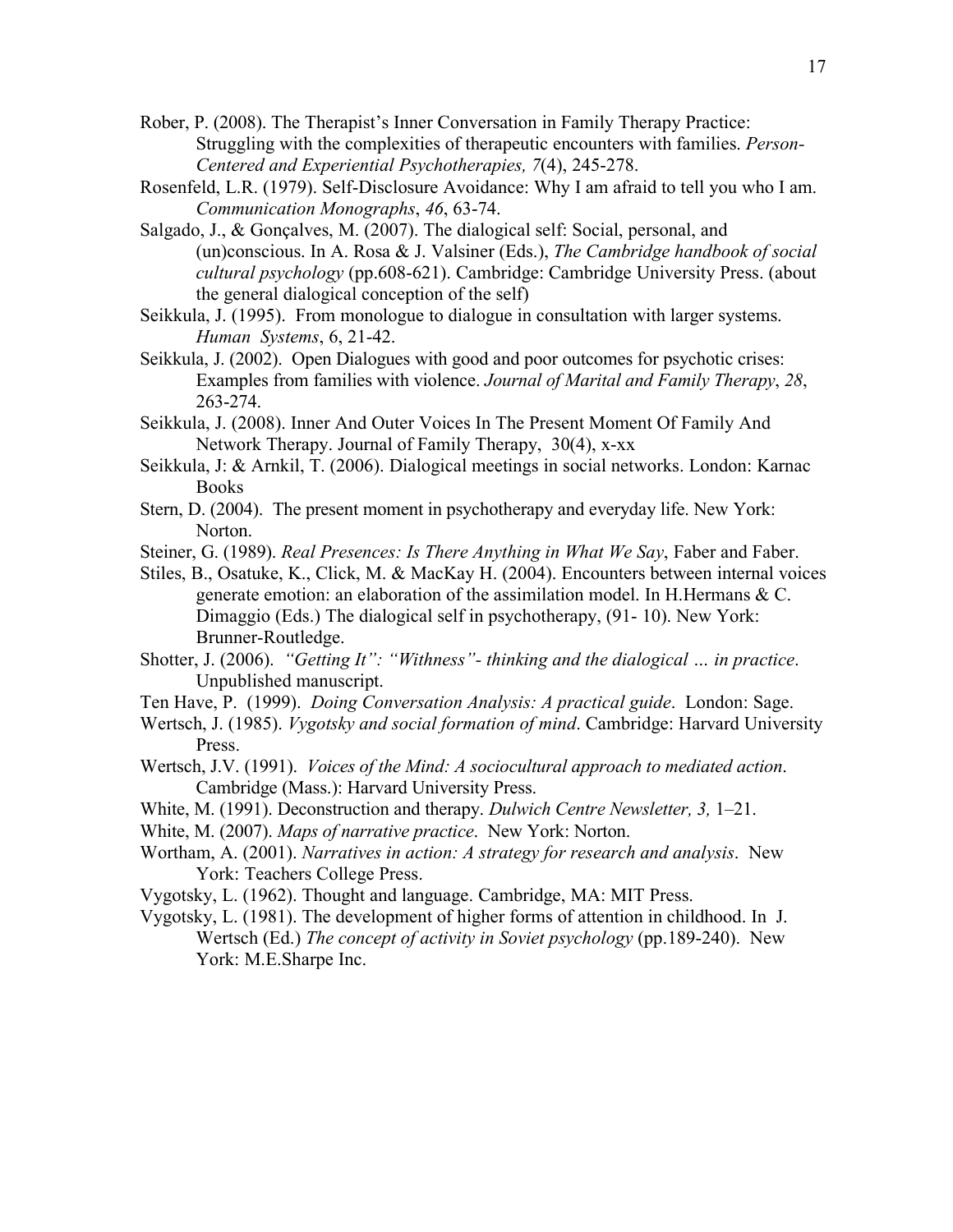Rober, P. (2008). The Therapist's Inner Conversation in Family Therapy Practice: Struggling with the complexities of therapeutic encounters with families. *Person-Centered and Experiential Psychotherapies, 7*(4), 245-278.

Rosenfeld, L.R. (1979). Self-Disclosure Avoidance: Why I am afraid to tell you who I am. *Communication Monographs*, *46*, 63-74.

Salgado, J., & Gonçalves, M. (2007). The dialogical self: Social, personal, and (un)conscious. In A. Rosa & J. Valsiner (Eds.), *The Cambridge handbook of social cultural psychology* (pp.608-621). Cambridge: Cambridge University Press. (about the general dialogical conception of the self)

Seikkula, J. (1995). From monologue to dialogue in consultation with larger systems. *Human Systems*, 6, 21-42.

Seikkula, J. (2002). Open Dialogues with good and poor outcomes for psychotic crises: Examples from families with violence. *Journal of Marital and Family Therapy*, *28*, 263-274.

Seikkula, J. (2008). Inner And Outer Voices In The Present Moment Of Family And Network Therapy. Journal of Family Therapy, 30(4), x-xx

Seikkula, J: & Arnkil, T. (2006). Dialogical meetings in social networks. London: Karnac Books

Stern, D. (2004). The present moment in psychotherapy and everyday life. New York: Norton.

Steiner, G. (1989). *Real Presences: Is There Anything in What We Say*, Faber and Faber.

Stiles, B., Osatuke, K., Click, M. & MacKay H. (2004). Encounters between internal voices generate emotion: an elaboration of the assimilation model. In H.Hermans & C. Dimaggio (Eds.) The dialogical self in psychotherapy, (91- 10). New York: Brunner-Routledge.

Shotter, J. (2006). *"Getting It": "Withness"- thinking and the dialogical … in practice*. Unpublished manuscript.

Ten Have, P. (1999). *Doing Conversation Analysis: A practical guide*. London: Sage.

Wertsch, J. (1985). *Vygotsky and social formation of mind*. Cambridge: Harvard University Press.

Wertsch, J.V. (1991). *Voices of the Mind: A sociocultural approach to mediated action*. Cambridge (Mass.): Harvard University Press.

White, M. (1991). Deconstruction and therapy. *Dulwich Centre Newsletter, 3,* 1–21.

White, M. (2007). *Maps of narrative practice*. New York: Norton.

Wortham, A. (2001). *Narratives in action: A strategy for research and analysis*. New York: Teachers College Press.

Vygotsky, L. (1962). Thought and language. Cambridge, MA: MIT Press.

Vygotsky, L. (1981). The development of higher forms of attention in childhood. In J. Wertsch (Ed.) *The concept of activity in Soviet psychology* (pp.189-240). New York: M.E.Sharpe Inc.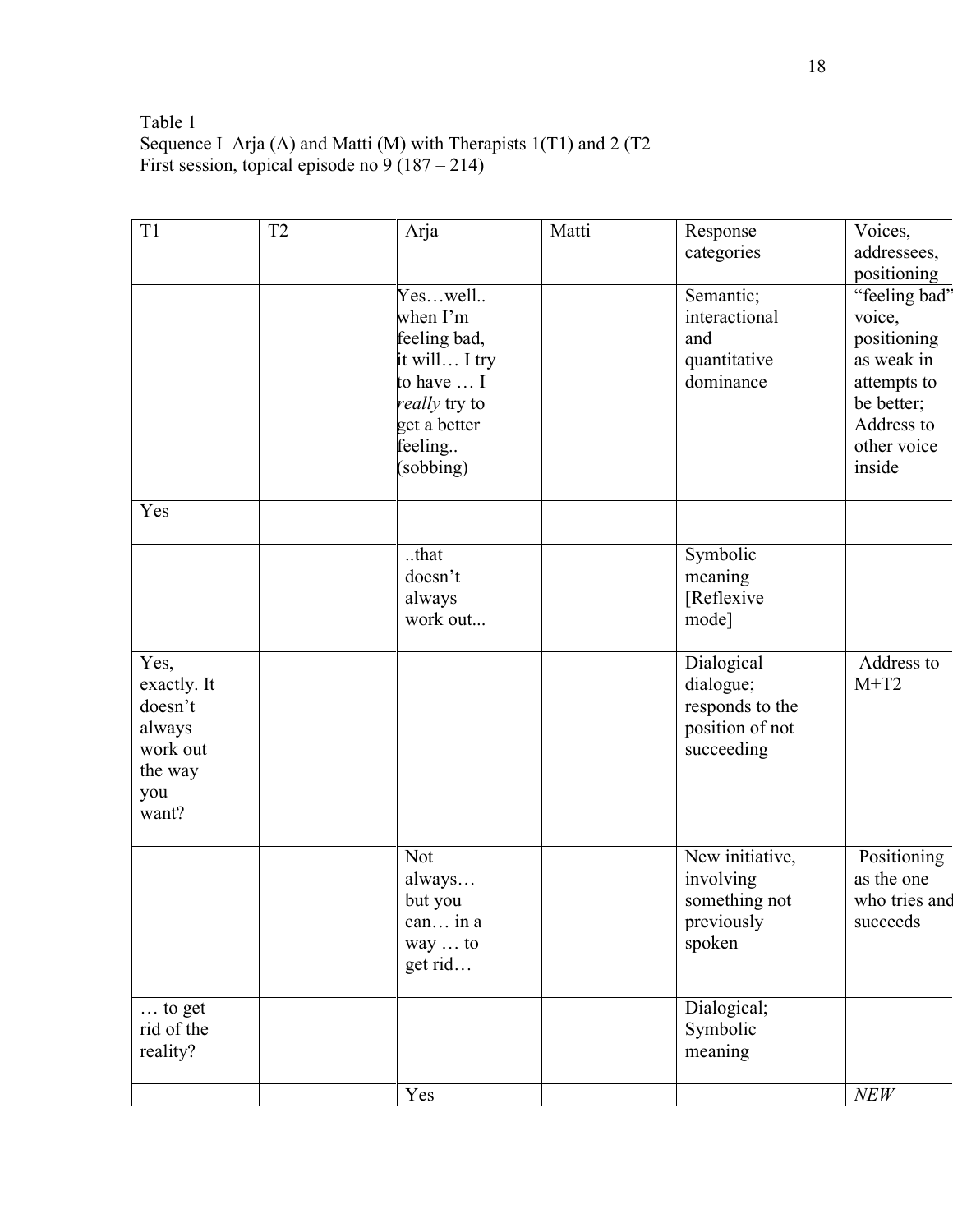Table 1
Sequence I Arja (A) and Matti (M) with Therapists 1(T1) and 2 (T2
First session, topical episode no 9 (187 – 214)

| T1 | T2 | Arja | Matti | Response categories | Voices, addressees, positioning |
|---|---|---|---|---|---|
| | | Yes…well.. when I'm feeling bad, it will… I try to have … I *really* try to get a better feeling.. (sobbing) | | Semantic; interactional and quantitative dominance | "feeling bad" voice, positioning as weak in attempts to be better; Address to other voice inside |
| Yes | | | | | |
| | | ..that doesn't always work out... | | Symbolic meaning [Reflexive mode] | |
| Yes, exactly. It doesn't always work out the way you want? | | | | Dialogical dialogue; responds to the position of not succeeding | Address to M+T2 |
| | | Not always… but you can… in a way … to get rid… | | New initiative, involving something not previously spoken | Positioning as the one who tries and succeeds |
| … to get rid of the reality? | | | | Dialogical; Symbolic meaning | |
| | | Yes | | | *NEW* |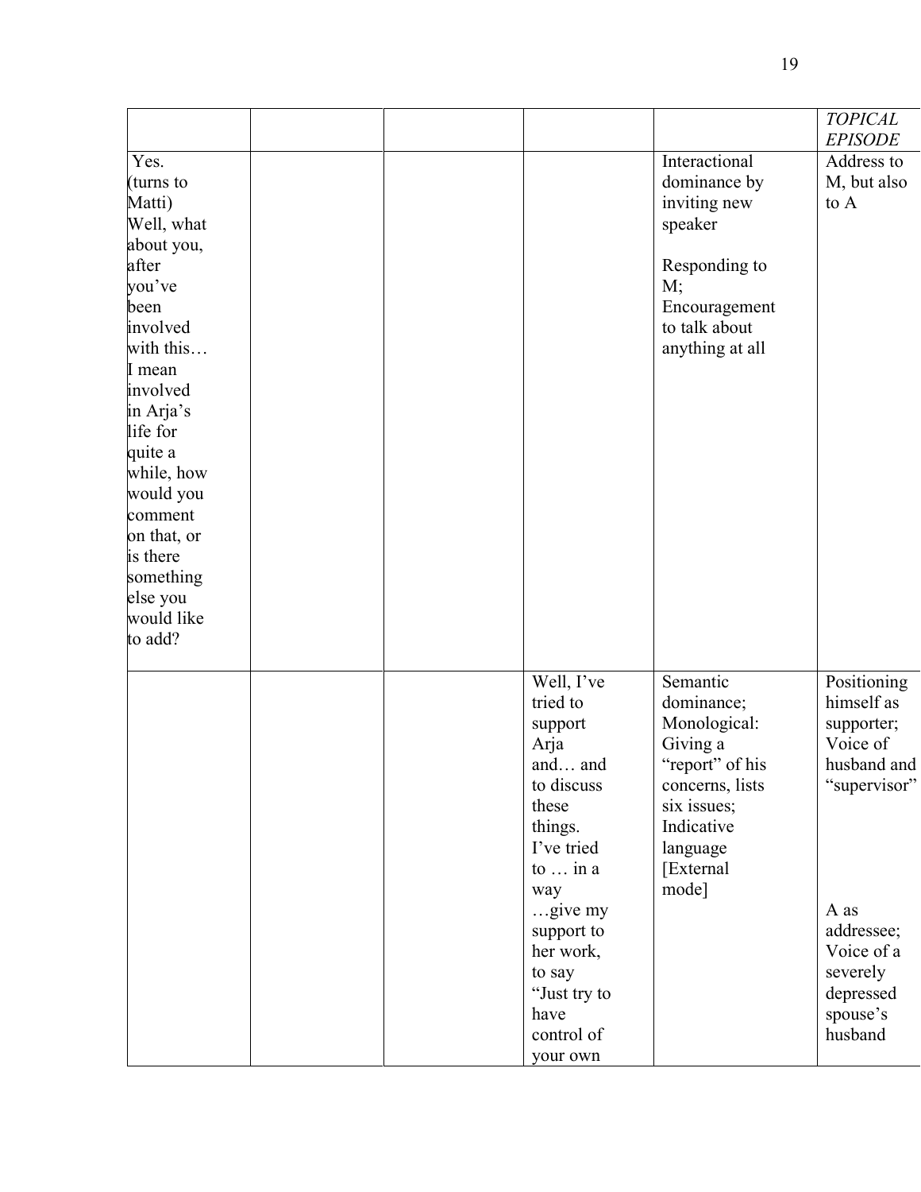| | | | | | *TOPICAL EPISODE* |
|---|---|---|---|---|---|
| Yes. (turns to Matti) Well, what about you, after you've been involved with this… I mean involved in Arja's life for quite a while, how would you comment on that, or is there something else you would like to add? | | | | Interactional dominance by inviting new speaker<br><br>Responding to M; Encouragement to talk about anything at all | Address to M, but also to A |
| | | | Well, I've tried to support Arja and… and to discuss these things. I've tried to … in a way …give my support to her work, to say "Just try to have control of your own | Semantic dominance; Monological: Giving a "report" of his concerns, lists six issues; Indicative language [External mode] | Positioning himself as supporter; Voice of husband and "supervisor"<br><br>A as addressee; Voice of a severely depressed spouse's husband |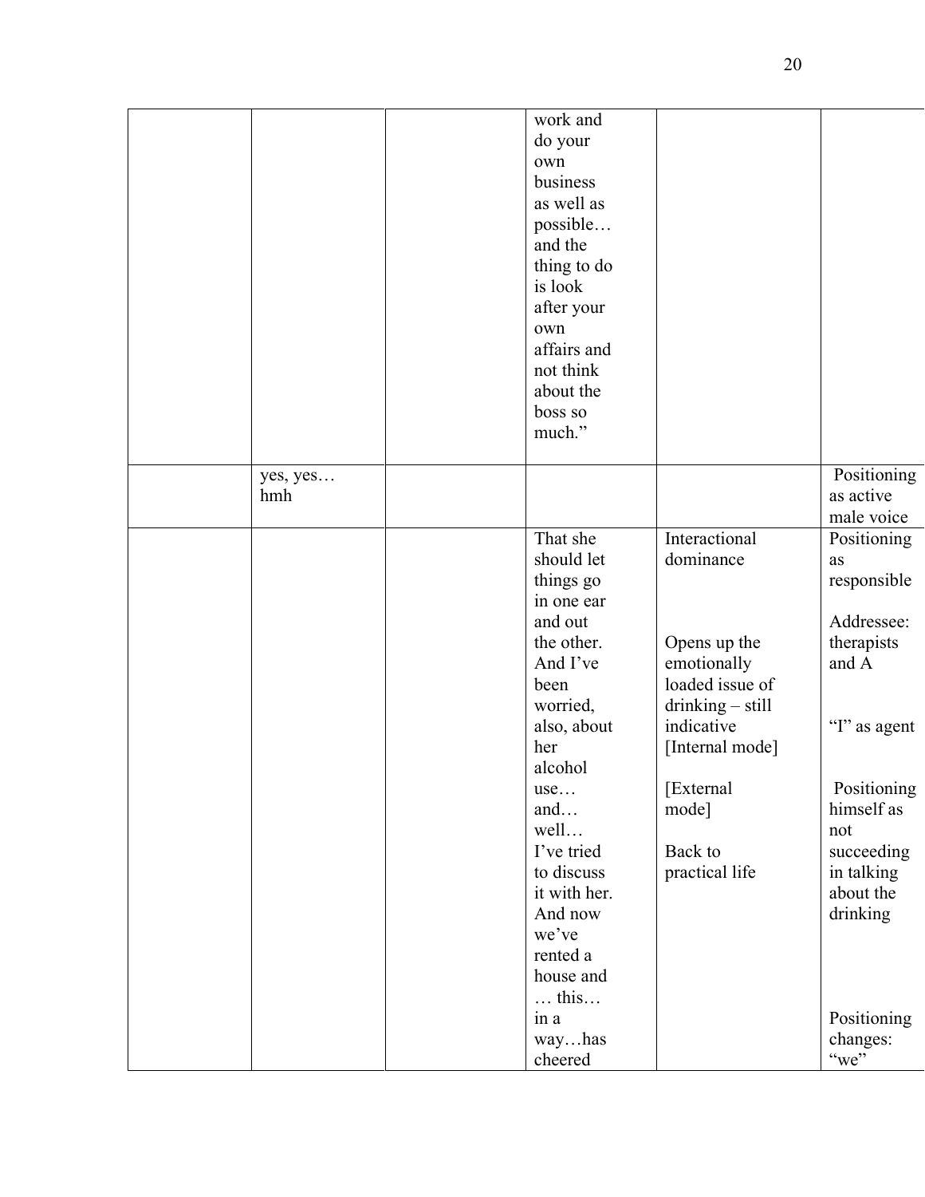| | | | | | |
|---|---|---|---|---|---|
| | | | work and do your own business as well as possible… and the thing to do is look after your own affairs and not think about the boss so much." | | |
| | yes, yes… hmh | | | | Positioning as active male voice |
| | | | That she should let things go in one ear and out the other. And I've been worried, also, about her alcohol use… and… well… I've tried to discuss it with her. And now we've rented a house and … this… in a way…has cheered | Interactional dominance<br><br>Opens up the emotionally loaded issue of drinking – still indicative [Internal mode]<br><br>[External mode]<br><br>Back to practical life | Positioning as responsible<br><br>Addressee: therapists and A<br><br>"I" as agent<br><br>Positioning himself as not succeeding in talking about the drinking<br><br>Positioning changes: "we" |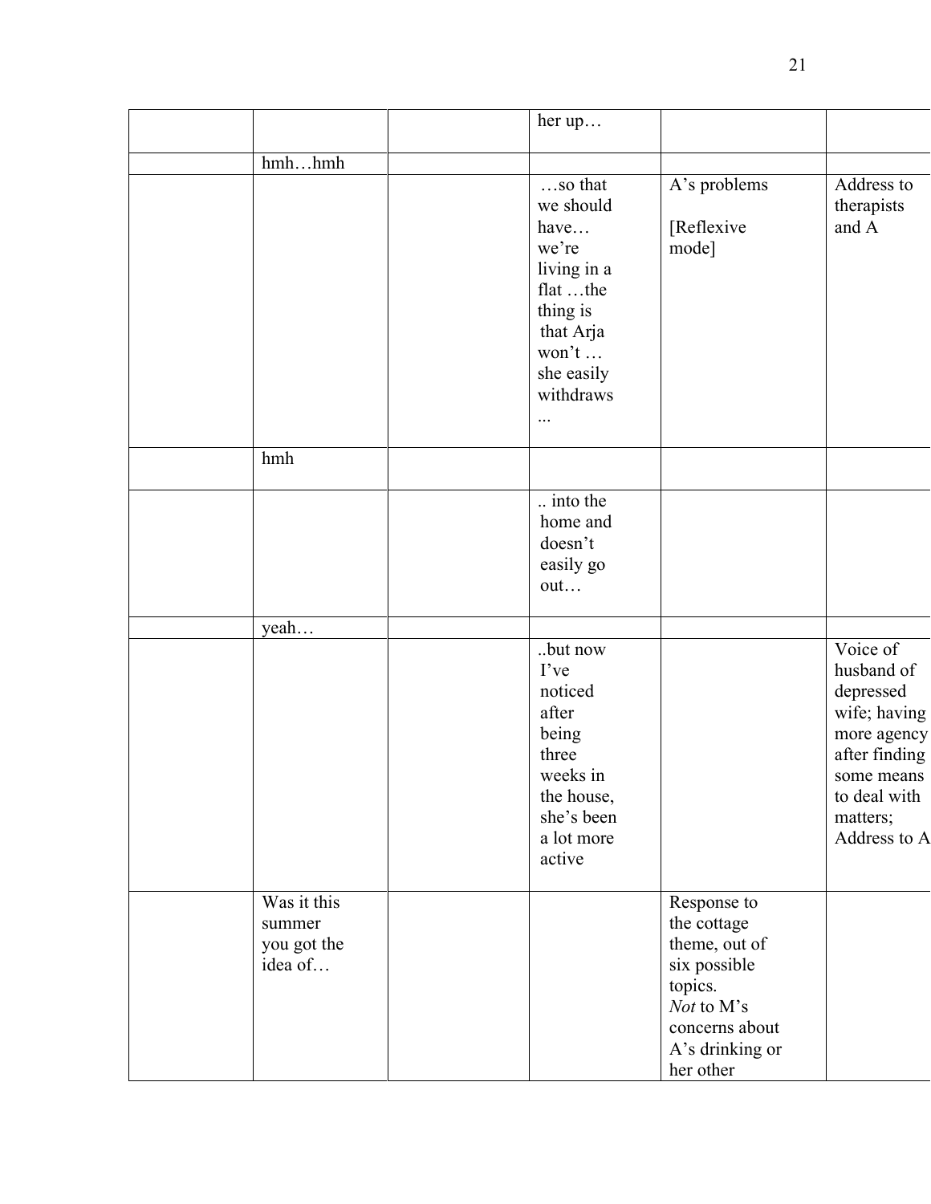| | | | | | |
|---|---|---|---|---|---|
| | | | her up… | | |
| | hmh…hmh | | | | |
| | | | …so that we should have… we're living in a flat …the thing is that Arja won't … she easily withdraws ... | A's problems [Reflexive mode] | Address to therapists and A |
| | hmh | | | | |
| | | | .. into the home and doesn't easily go out… | | |
| | yeah… | | | | |
| | | | ..but now I've noticed after being three weeks in the house, she's been a lot more active | | Voice of husband of depressed wife; having more agency after finding some means to deal with matters; Address to A |
| | Was it this summer you got the idea of… | | | Response to the cottage theme, out of six possible topics. *Not* to M's concerns about A's drinking or her other | |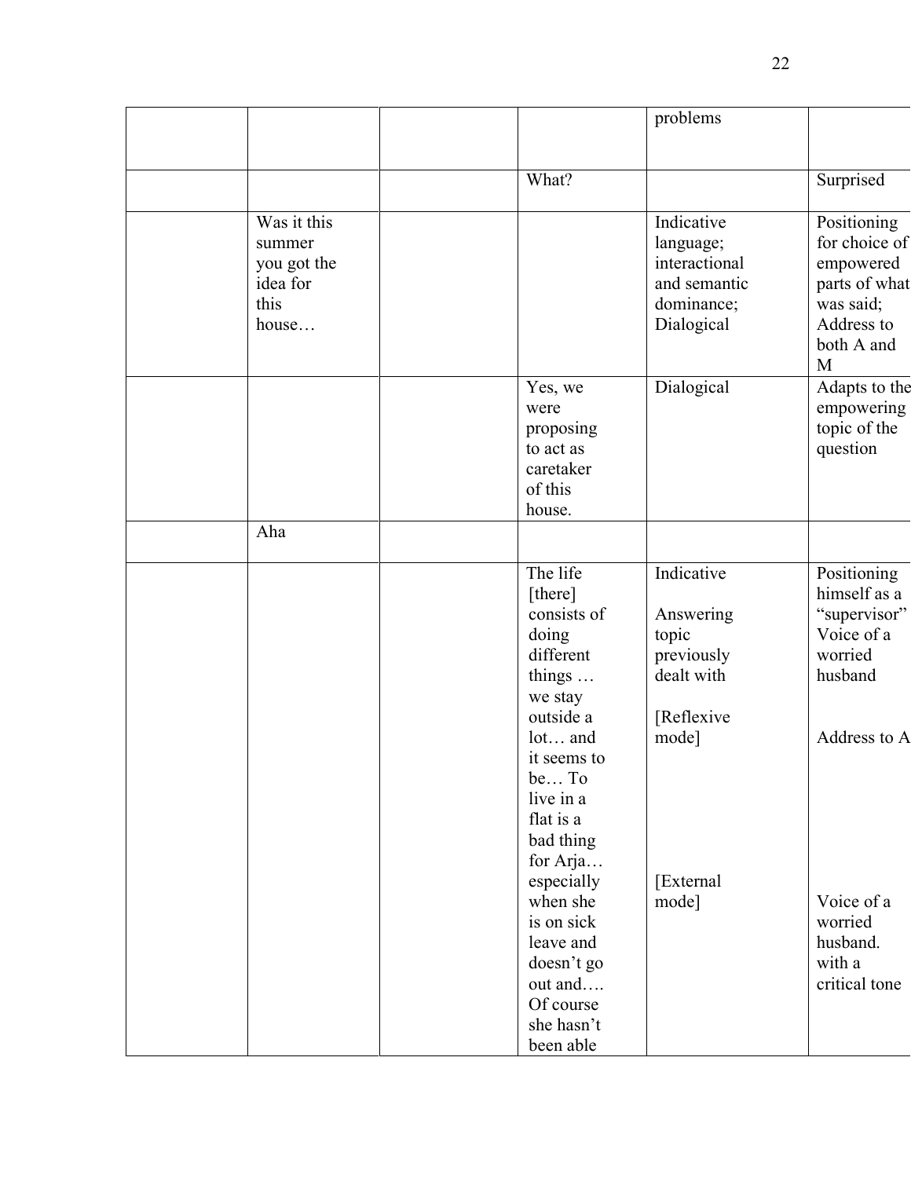| | | | | | |
|---|---|---|---|---|---|
| | | | | problems | |
| | | | What? | | Surprised |
| | Was it this summer you got the idea for this house… | | | Indicative language; interactional and semantic dominance; Dialogical | Positioning for choice of empowered parts of what was said; Address to both A and M |
| | | | Yes, we were proposing to act as caretaker of this house. | Dialogical | Adapts to the empowering topic of the question |
| | Aha | | | | |
| | | | The life [there] consists of doing different things … we stay outside a lot… and it seems to be… To live in a flat is a bad thing for Arja… especially when she is on sick leave and doesn't go out and…. Of course she hasn't been able | Indicative<br><br>Answering topic previously dealt with<br><br>[Reflexive mode]<br><br>[External mode] | Positioning himself as a "supervisor" Voice of a worried husband<br><br>Address to A<br><br>Voice of a worried husband. with a critical tone |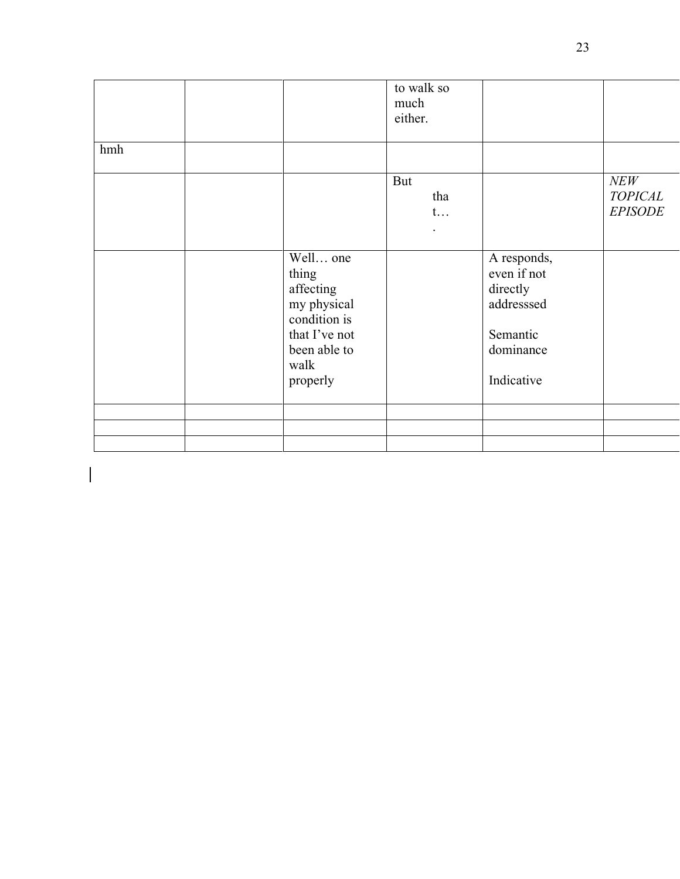| | | | to walk so much either. | | |
|---|---|---|---|---|---|
| hmh | | | | | |
| | | | But that…. | | *NEW TOPICAL EPISODE* |
| | | Well… one thing affecting my physical condition is that I've not been able to walk properly | | A responds, even if not directly addresssed<br><br>Semantic dominance<br><br>Indicative | |
| | | | | | |
| | | | | | |
| | | | | | |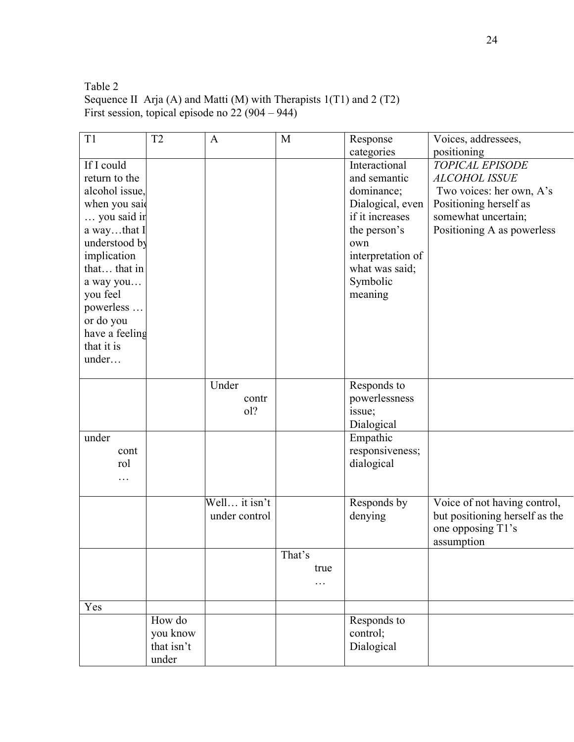Table 2
Sequence II Arja (A) and Matti (M) with Therapists 1(T1) and 2 (T2)
First session, topical episode no 22 (904 – 944)

| T1 | T2 | A | M | Response categories | Voices, addressees, positioning |
|---|---|---|---|---|---|
| If I could return to the alcohol issue, when you said … you said in a way…that I understood by implication that… that in a way you… you feel powerless … or do you have a feeling that it is under… | | | | Interactional and semantic dominance; Dialogical, even if it increases the person's own interpretation of what was said; Symbolic meaning | *TOPICAL EPISODE ALCOHOL ISSUE* Two voices: her own, A's Positioning herself as somewhat uncertain; Positioning A as powerless |
| | | Under control? | | Responds to powerlessness issue; Dialogical | |
| under control … | | | | Empathic responsiveness; dialogical | |
| | | Well… it isn't under control | | Responds by denying | Voice of not having control, but positioning herself as the one opposing T1's assumption |
| | | | That's true … | | |
| Yes | | | | | |
| | How do you know that isn't under | | | Responds to control; Dialogical | |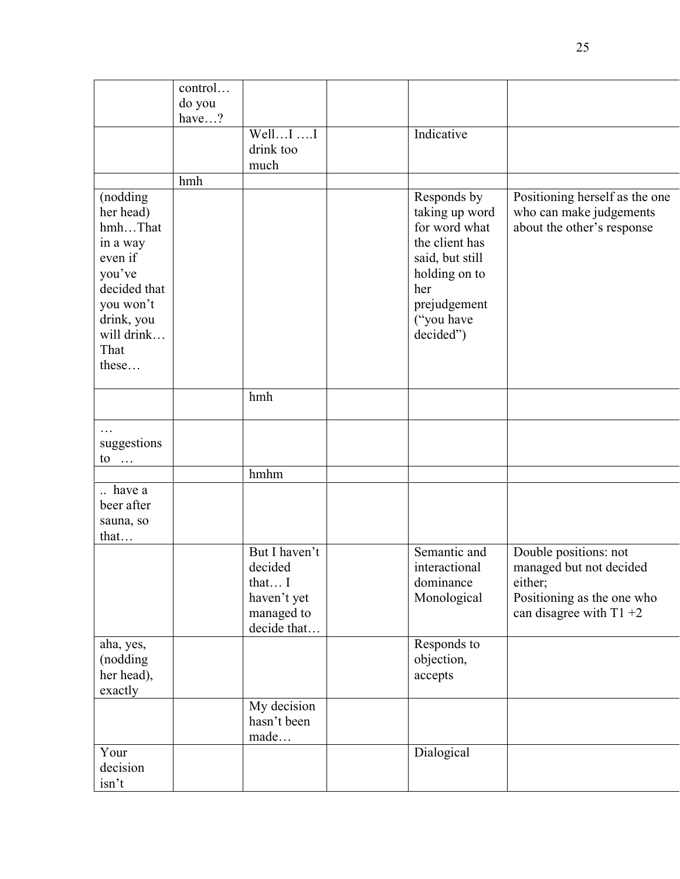| | | | | | |
|---|---|---|---|---|---|
| | control… do you have…? | | | | |
| | | Well…I ….I drink too much | | Indicative | |
| | hmh | | | | |
| (nodding her head) hmh…That in a way even if you've decided that you won't drink, you will drink… That these… | | | | Responds by taking up word for word what the client has said, but still holding on to her prejudgement ("you have decided") | Positioning herself as the one who can make judgements about the other's response |
| | | hmh | | | |
| … suggestions to … | | | | | |
| | | hmhm | | | |
| .. have a beer after sauna, so that… | | | | | |
| | | But I haven't decided that… I haven't yet managed to decide that… | | Semantic and interactional dominance Monological | Double positions: not managed but not decided either; Positioning as the one who can disagree with T1 +2 |
| aha, yes, (nodding her head), exactly | | | | Responds to objection, accepts | |
| | | My decision hasn't been made… | | | |
| Your decision isn't | | | | Dialogical | |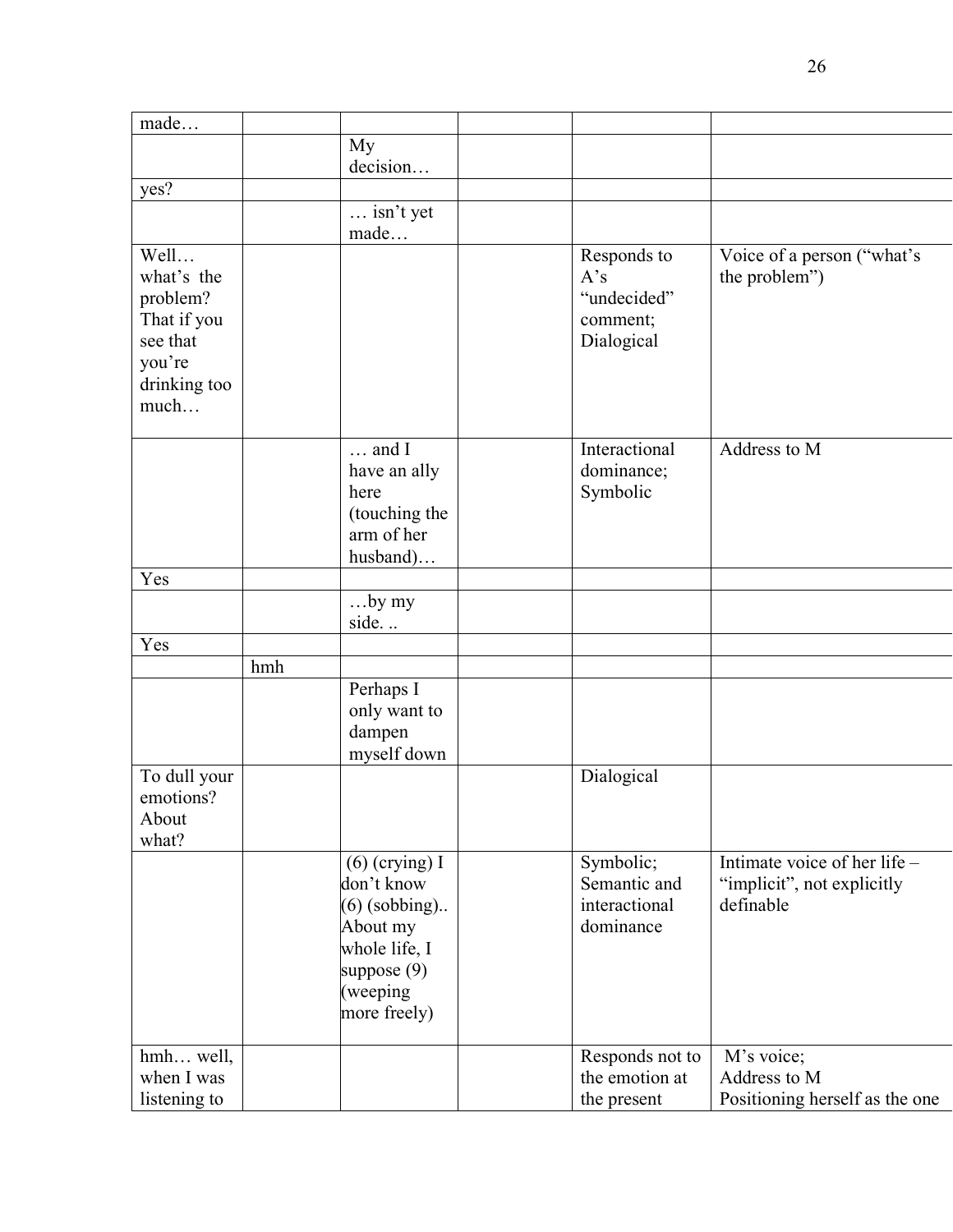| | | | | | |
|---|---|---|---|---|---|
| made… | | | | | |
| | | My decision… | | | |
| yes? | | | | | |
| | | … isn't yet made… | | | |
| Well… what's the problem? That if you see that you're drinking too much… | | | | Responds to A's "undecided" comment; Dialogical | Voice of a person ("what's the problem") |
| | | … and I have an ally here (touching the arm of her husband)… | | Interactional dominance; Symbolic | Address to M |
| Yes | | | | | |
| | | …by my side. .. | | | |
| Yes | | | | | |
| | hmh | | | | |
| | | Perhaps I only want to dampen myself down | | | |
| To dull your emotions? About what? | | | | Dialogical | |
| | | (6) (crying) I don't know (6) (sobbing).. About my whole life, I suppose (9) (weeping more freely) | | Symbolic; Semantic and interactional dominance | Intimate voice of her life – "implicit", not explicitly definable |
| hmh… well, when I was listening to | | | | Responds not to the emotion at the present | M's voice; Address to M Positioning herself as the one |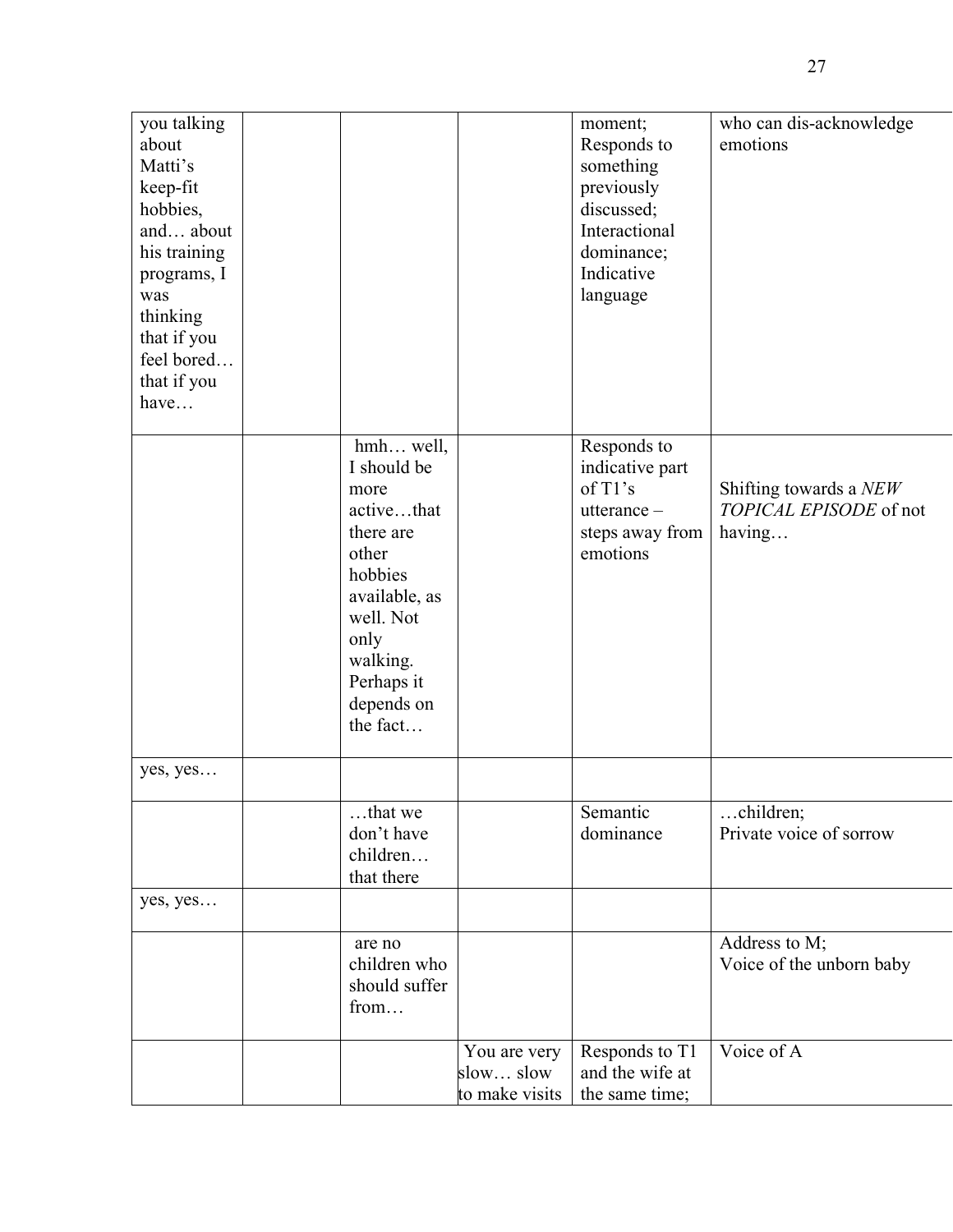| | | | | | |
|---|---|---|---|---|---|
| you talking about Matti's keep-fit hobbies, and… about his training programs, I was thinking that if you feel bored… that if you have… | | | | moment; Responds to something previously discussed; Interactional dominance; Indicative language | who can dis-acknowledge emotions |
| | | hmh… well, I should be more active…that there are other hobbies available, as well. Not only walking. Perhaps it depends on the fact… | | Responds to indicative part of T1's utterance – steps away from emotions | Shifting towards a *NEW TOPICAL EPISODE* of not having… |
| yes, yes… | | | | | |
| | | …that we don't have children… that there | | Semantic dominance | …children; Private voice of sorrow |
| yes, yes… | | | | | |
| | | are no children who should suffer from… | | | Address to M; Voice of the unborn baby |
| | | | You are very slow… slow to make visits | Responds to T1 and the wife at the same time; | Voice of A |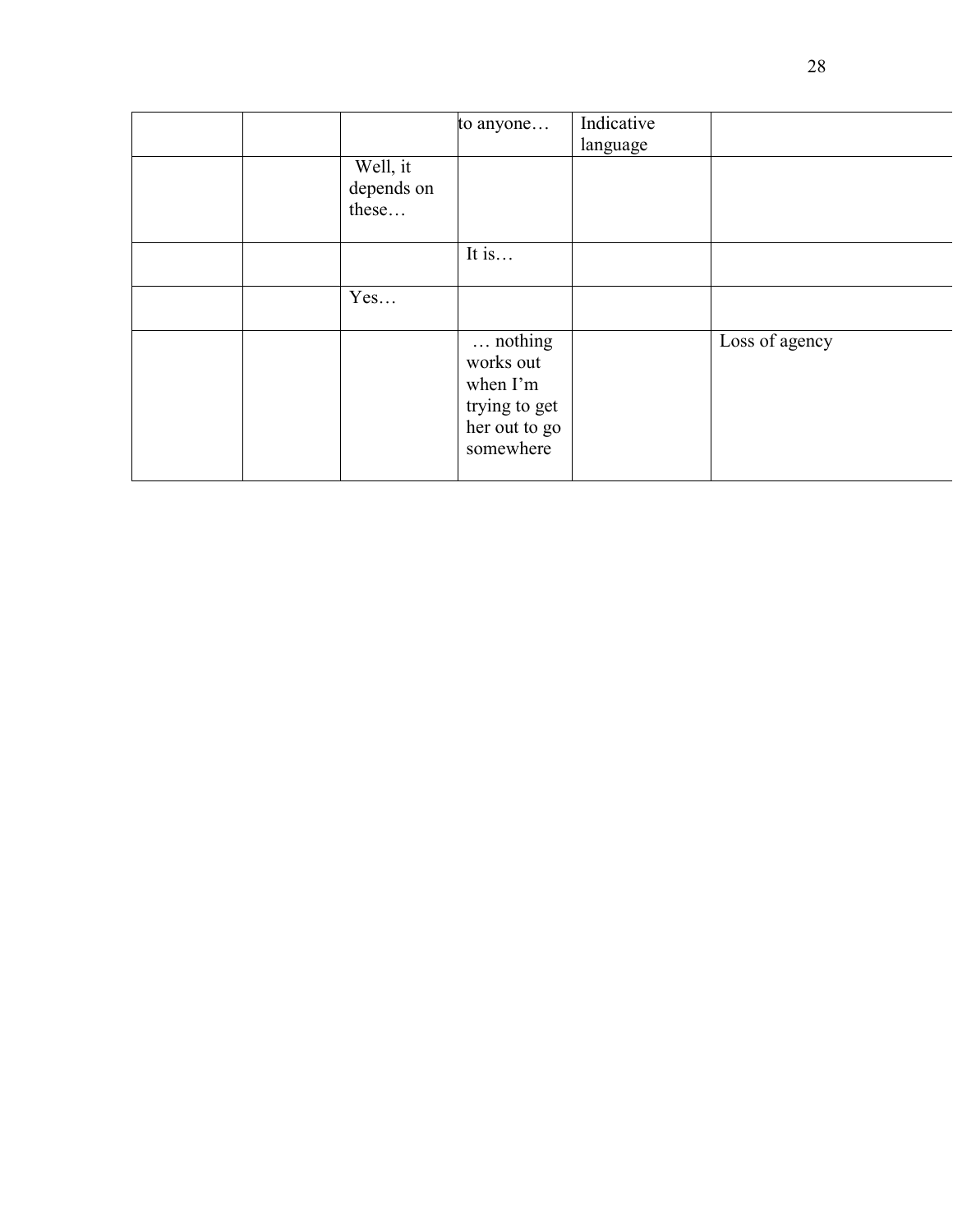| | | | | | |
|---|---|---|---|---|---|
| | | | to anyone… | Indicative language | |
| | | Well, it depends on these… | | | |
| | | | It is… | | |
| | | Yes… | | | |
| | | | … nothing works out when I'm trying to get her out to go somewhere | | Loss of agency |